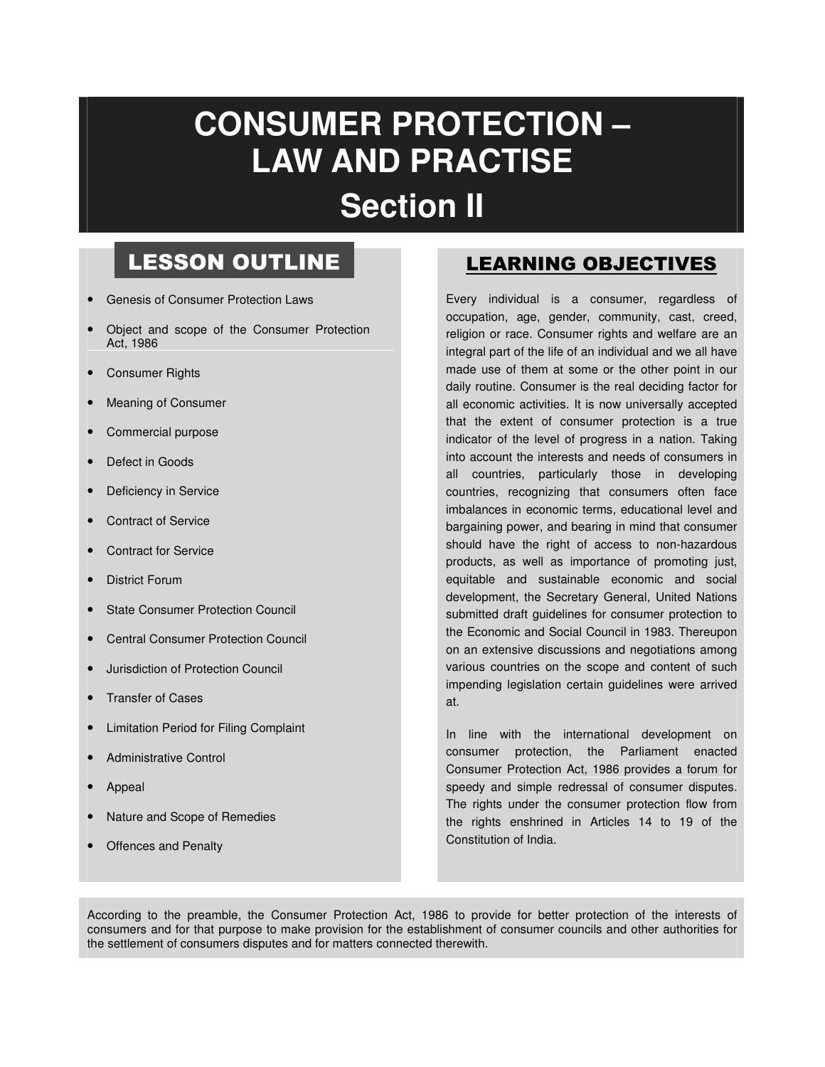# CONSUMER PROTECTION – LAW AND PRACTISE

# Section II

## LESSON OUTLINE

- Genesis of Consumer Protection Laws
- Object and scope of the Consumer Protection Act, 1986
- Consumer Rights
- Meaning of Consumer
- Commercial purpose
- Defect in Goods
- Deficiency in Service
- Contract of Service
- Contract for Service
- District Forum
- State Consumer Protection Council
- Central Consumer Protection Council
- Jurisdiction of Protection Council
- Transfer of Cases
- Limitation Period for Filing Complaint
- Administrative Control
- Appeal
- Nature and Scope of Remedies
- Offences and Penalty

## LEARNING OBJECTIVES

Every individual is a consumer, regardless of occupation, age, gender, community, cast, creed, religion or race. Consumer rights and welfare are an integral part of the life of an individual and we all have made use of them at some or the other point in our daily routine. Consumer is the real deciding factor for all economic activities. It is now universally accepted that the extent of consumer protection is a true indicator of the level of progress in a nation. Taking into account the interests and needs of consumers in all countries, particularly those in developing countries, recognizing that consumers often face imbalances in economic terms, educational level and bargaining power, and bearing in mind that consumer should have the right of access to non-hazardous products, as well as importance of promoting just, equitable and sustainable economic and social development, the Secretary General, United Nations submitted draft guidelines for consumer protection to the Economic and Social Council in 1983. Thereupon on an extensive discussions and negotiations among various countries on the scope and content of such impending legislation certain guidelines were arrived at.

In line with the international development on consumer protection, the Parliament enacted Consumer Protection Act, 1986 provides a forum for speedy and simple redressal of consumer disputes. The rights under the consumer protection flow from the rights enshrined in Articles 14 to 19 of the Constitution of India.

According to the preamble, the Consumer Protection Act, 1986 to provide for better protection of the interests of consumers and for that purpose to make provision for the establishment of consumer councils and other authorities for the settlement of consumers disputes and for matters connected therewith.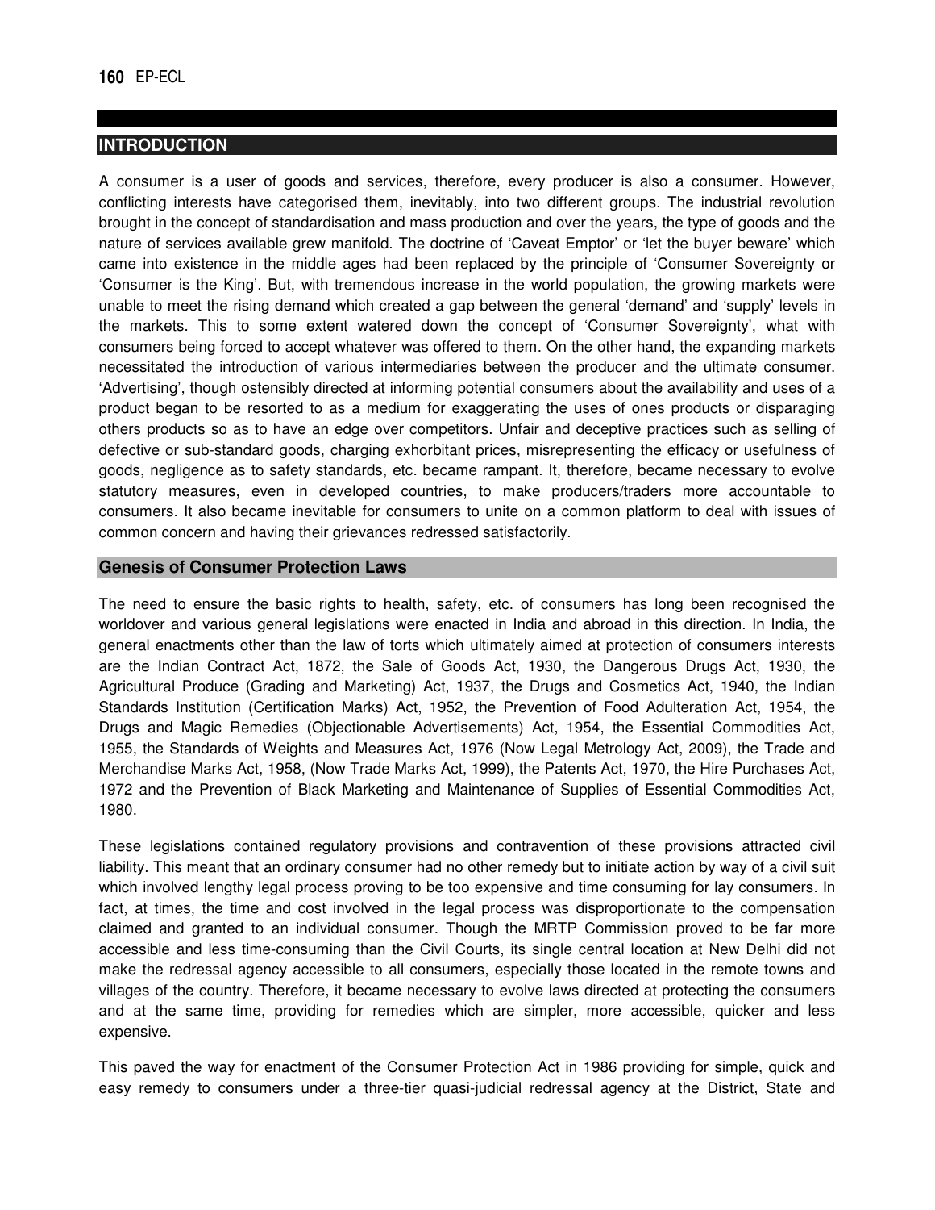## INTRODUCTION

A consumer is a user of goods and services, therefore, every producer is also a consumer. However, conflicting interests have categorised them, inevitably, into two different groups. The industrial revolution brought in the concept of standardisation and mass production and over the years, the type of goods and the nature of services available grew manifold. The doctrine of 'Caveat Emptor' or 'let the buyer beware' which came into existence in the middle ages had been replaced by the principle of 'Consumer Sovereignty or 'Consumer is the King'. But, with tremendous increase in the world population, the growing markets were unable to meet the rising demand which created a gap between the general 'demand' and 'supply' levels in the markets. This to some extent watered down the concept of 'Consumer Sovereignty', what with consumers being forced to accept whatever was offered to them. On the other hand, the expanding markets necessitated the introduction of various intermediaries between the producer and the ultimate consumer. 'Advertising', though ostensibly directed at informing potential consumers about the availability and uses of a product began to be resorted to as a medium for exaggerating the uses of ones products or disparaging others products so as to have an edge over competitors. Unfair and deceptive practices such as selling of defective or sub-standard goods, charging exhorbitant prices, misrepresenting the efficacy or usefulness of goods, negligence as to safety standards, etc. became rampant. It, therefore, became necessary to evolve statutory measures, even in developed countries, to make producers/traders more accountable to consumers. It also became inevitable for consumers to unite on a common platform to deal with issues of common concern and having their grievances redressed satisfactorily.

### Genesis of Consumer Protection Laws

The need to ensure the basic rights to health, safety, etc. of consumers has long been recognised the worldover and various general legislations were enacted in India and abroad in this direction. In India, the general enactments other than the law of torts which ultimately aimed at protection of consumers interests are the Indian Contract Act, 1872, the Sale of Goods Act, 1930, the Dangerous Drugs Act, 1930, the Agricultural Produce (Grading and Marketing) Act, 1937, the Drugs and Cosmetics Act, 1940, the Indian Standards Institution (Certification Marks) Act, 1952, the Prevention of Food Adulteration Act, 1954, the Drugs and Magic Remedies (Objectionable Advertisements) Act, 1954, the Essential Commodities Act, 1955, the Standards of Weights and Measures Act, 1976 (Now Legal Metrology Act, 2009), the Trade and Merchandise Marks Act, 1958, (Now Trade Marks Act, 1999), the Patents Act, 1970, the Hire Purchases Act, 1972 and the Prevention of Black Marketing and Maintenance of Supplies of Essential Commodities Act, 1980.

These legislations contained regulatory provisions and contravention of these provisions attracted civil liability. This meant that an ordinary consumer had no other remedy but to initiate action by way of a civil suit which involved lengthy legal process proving to be too expensive and time consuming for lay consumers. In fact, at times, the time and cost involved in the legal process was disproportionate to the compensation claimed and granted to an individual consumer. Though the MRTP Commission proved to be far more accessible and less time-consuming than the Civil Courts, its single central location at New Delhi did not make the redressal agency accessible to all consumers, especially those located in the remote towns and villages of the country. Therefore, it became necessary to evolve laws directed at protecting the consumers and at the same time, providing for remedies which are simpler, more accessible, quicker and less expensive.

This paved the way for enactment of the Consumer Protection Act in 1986 providing for simple, quick and easy remedy to consumers under a three-tier quasi-judicial redressal agency at the District, State and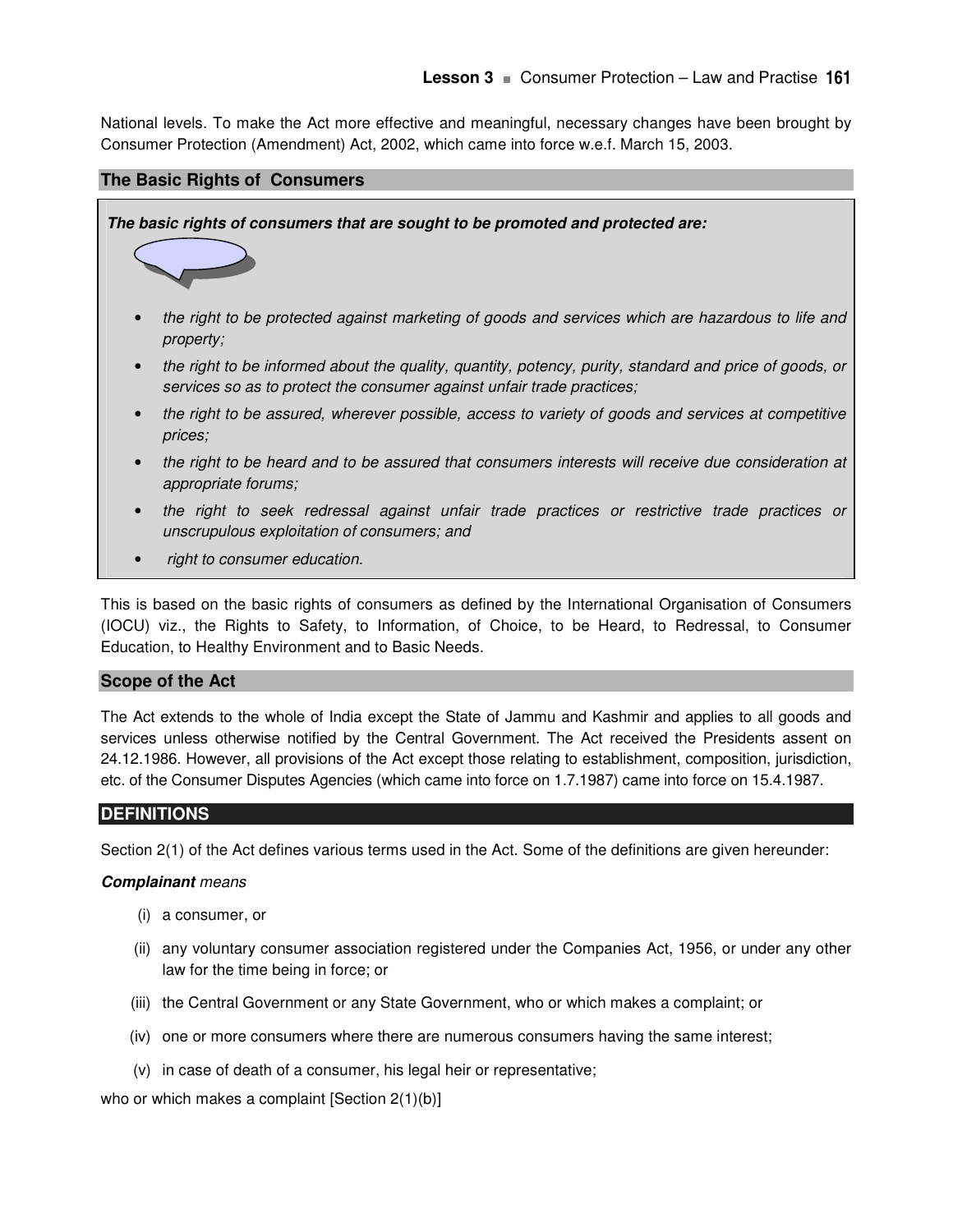National levels. To make the Act more effective and meaningful, necessary changes have been brought by Consumer Protection (Amendment) Act, 2002, which came into force w.e.f. March 15, 2003.

## The Basic Rights of Consumers

***The basic rights of consumers that are sought to be promoted and protected are:***

- *the right to be protected against marketing of goods and services which are hazardous to life and property;*
- *the right to be informed about the quality, quantity, potency, purity, standard and price of goods, or services so as to protect the consumer against unfair trade practices;*
- *the right to be assured, wherever possible, access to variety of goods and services at competitive prices;*
- *the right to be heard and to be assured that consumers interests will receive due consideration at appropriate forums;*
- *the right to seek redressal against unfair trade practices or restrictive trade practices or unscrupulous exploitation of consumers; and*
- *right to consumer education.*

This is based on the basic rights of consumers as defined by the International Organisation of Consumers (IOCU) viz., the Rights to Safety, to Information, of Choice, to be Heard, to Redressal, to Consumer Education, to Healthy Environment and to Basic Needs.

## Scope of the Act

The Act extends to the whole of India except the State of Jammu and Kashmir and applies to all goods and services unless otherwise notified by the Central Government. The Act received the Presidents assent on 24.12.1986. However, all provisions of the Act except those relating to establishment, composition, jurisdiction, etc. of the Consumer Disputes Agencies (which came into force on 1.7.1987) came into force on 15.4.1987.

## DEFINITIONS

Section 2(1) of the Act defines various terms used in the Act. Some of the definitions are given hereunder:

***Complainant*** *means*

(i) a consumer, or

(ii) any voluntary consumer association registered under the Companies Act, 1956, or under any other law for the time being in force; or

(iii) the Central Government or any State Government, who or which makes a complaint; or

(iv) one or more consumers where there are numerous consumers having the same interest;

(v) in case of death of a consumer, his legal heir or representative;

who or which makes a complaint [Section 2(1)(b)]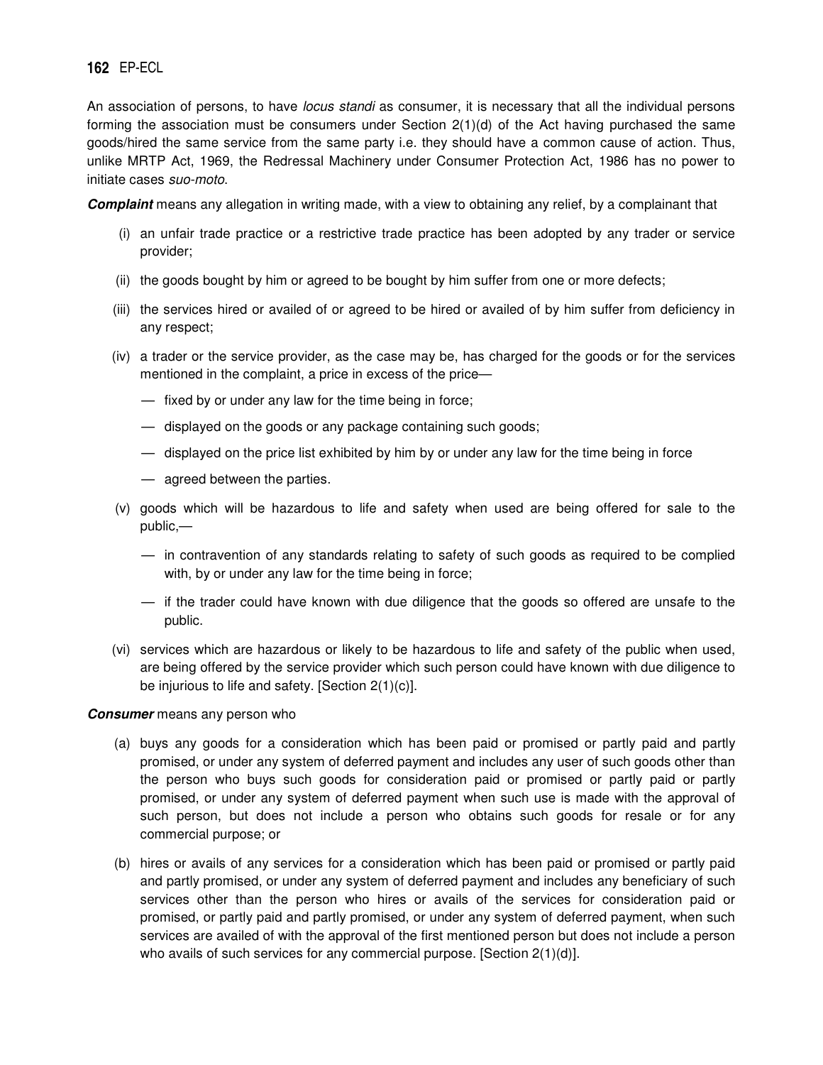An association of persons, to have *locus standi* as consumer, it is necessary that all the individual persons forming the association must be consumers under Section 2(1)(d) of the Act having purchased the same goods/hired the same service from the same party i.e. they should have a common cause of action. Thus, unlike MRTP Act, 1969, the Redressal Machinery under Consumer Protection Act, 1986 has no power to initiate cases *suo-moto*.

***Complaint*** means any allegation in writing made, with a view to obtaining any relief, by a complainant that

(i) an unfair trade practice or a restrictive trade practice has been adopted by any trader or service provider;

(ii) the goods bought by him or agreed to be bought by him suffer from one or more defects;

(iii) the services hired or availed of or agreed to be hired or availed of by him suffer from deficiency in any respect;

(iv) a trader or the service provider, as the case may be, has charged for the goods or for the services mentioned in the complaint, a price in excess of the price—

— fixed by or under any law for the time being in force;

— displayed on the goods or any package containing such goods;

— displayed on the price list exhibited by him by or under any law for the time being in force

— agreed between the parties.

(v) goods which will be hazardous to life and safety when used are being offered for sale to the public,—

— in contravention of any standards relating to safety of such goods as required to be complied with, by or under any law for the time being in force;

— if the trader could have known with due diligence that the goods so offered are unsafe to the public.

(vi) services which are hazardous or likely to be hazardous to life and safety of the public when used, are being offered by the service provider which such person could have known with due diligence to be injurious to life and safety. [Section 2(1)(c)].

***Consumer*** means any person who

(a) buys any goods for a consideration which has been paid or promised or partly paid and partly promised, or under any system of deferred payment and includes any user of such goods other than the person who buys such goods for consideration paid or promised or partly paid or partly promised, or under any system of deferred payment when such use is made with the approval of such person, but does not include a person who obtains such goods for resale or for any commercial purpose; or

(b) hires or avails of any services for a consideration which has been paid or promised or partly paid and partly promised, or under any system of deferred payment and includes any beneficiary of such services other than the person who hires or avails of the services for consideration paid or promised, or partly paid and partly promised, or under any system of deferred payment, when such services are availed of with the approval of the first mentioned person but does not include a person who avails of such services for any commercial purpose. [Section 2(1)(d)].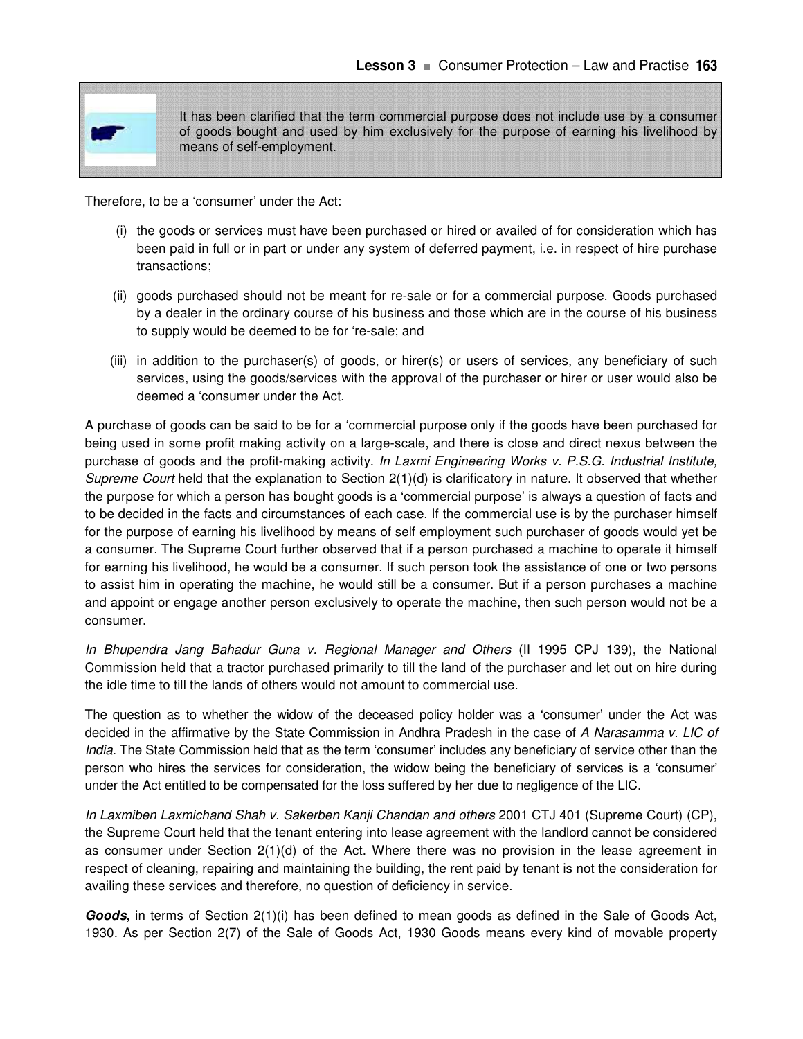> It has been clarified that the term commercial purpose does not include use by a consumer of goods bought and used by him exclusively for the purpose of earning his livelihood by means of self-employment.

Therefore, to be a 'consumer' under the Act:

(i) the goods or services must have been purchased or hired or availed of for consideration which has been paid in full or in part or under any system of deferred payment, i.e. in respect of hire purchase transactions;

(ii) goods purchased should not be meant for re-sale or for a commercial purpose. Goods purchased by a dealer in the ordinary course of his business and those which are in the course of his business to supply would be deemed to be for 're-sale; and

(iii) in addition to the purchaser(s) of goods, or hirer(s) or users of services, any beneficiary of such services, using the goods/services with the approval of the purchaser or hirer or user would also be deemed a 'consumer under the Act.

A purchase of goods can be said to be for a 'commercial purpose only if the goods have been purchased for being used in some profit making activity on a large-scale, and there is close and direct nexus between the purchase of goods and the profit-making activity. *In Laxmi Engineering Works v. P.S.G. Industrial Institute, Supreme Court* held that the explanation to Section 2(1)(d) is clarificatory in nature. It observed that whether the purpose for which a person has bought goods is a 'commercial purpose' is always a question of facts and to be decided in the facts and circumstances of each case. If the commercial use is by the purchaser himself for the purpose of earning his livelihood by means of self employment such purchaser of goods would yet be a consumer. The Supreme Court further observed that if a person purchased a machine to operate it himself for earning his livelihood, he would be a consumer. If such person took the assistance of one or two persons to assist him in operating the machine, he would still be a consumer. But if a person purchases a machine and appoint or engage another person exclusively to operate the machine, then such person would not be a consumer.

*In Bhupendra Jang Bahadur Guna v. Regional Manager and Others* (II 1995 CPJ 139), the National Commission held that a tractor purchased primarily to till the land of the purchaser and let out on hire during the idle time to till the lands of others would not amount to commercial use.

The question as to whether the widow of the deceased policy holder was a 'consumer' under the Act was decided in the affirmative by the State Commission in Andhra Pradesh in the case of *A Narasamma v. LIC of India.* The State Commission held that as the term 'consumer' includes any beneficiary of service other than the person who hires the services for consideration, the widow being the beneficiary of services is a 'consumer' under the Act entitled to be compensated for the loss suffered by her due to negligence of the LIC.

*In Laxmiben Laxmichand Shah v. Sakerben Kanji Chandan and others* 2001 CTJ 401 (Supreme Court) (CP), the Supreme Court held that the tenant entering into lease agreement with the landlord cannot be considered as consumer under Section 2(1)(d) of the Act. Where there was no provision in the lease agreement in respect of cleaning, repairing and maintaining the building, the rent paid by tenant is not the consideration for availing these services and therefore, no question of deficiency in service.

***Goods,*** in terms of Section 2(1)(i) has been defined to mean goods as defined in the Sale of Goods Act, 1930. As per Section 2(7) of the Sale of Goods Act, 1930 Goods means every kind of movable property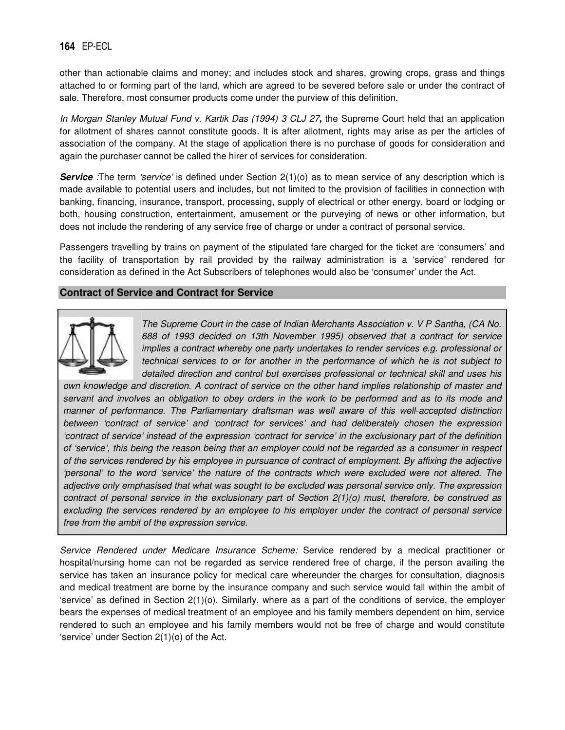other than actionable claims and money; and includes stock and shares, growing crops, grass and things attached to or forming part of the land, which are agreed to be severed before sale or under the contract of sale. Therefore, most consumer products come under the purview of this definition.

*In Morgan Stanley Mutual Fund v. Kartik Das (1994) 3 CLJ 27***,** the Supreme Court held that an application for allotment of shares cannot constitute goods. It is after allotment, rights may arise as per the articles of association of the company. At the stage of application there is no purchase of goods for consideration and again the purchaser cannot be called the hirer of services for consideration.

***Service*** *:*The term *'service'* is defined under Section 2(1)(o) as to mean service of any description which is made available to potential users and includes, but not limited to the provision of facilities in connection with banking, financing, insurance, transport, processing, supply of electrical or other energy, board or lodging or both, housing construction, entertainment, amusement or the purveying of news or other information, but does not include the rendering of any service free of charge or under a contract of personal service.

Passengers travelling by trains on payment of the stipulated fare charged for the ticket are 'consumers' and the facility of transportation by rail provided by the railway administration is a 'service' rendered for consideration as defined in the Act Subscribers of telephones would also be 'consumer' under the Act.

## Contract of Service and Contract for Service

*The Supreme Court in the case of Indian Merchants Association v. V P Santha, (CA No. 688 of 1993 decided on 13th November 1995) observed that a contract for service implies a contract whereby one party undertakes to render services e.g. professional or technical services to or for another in the performance of which he is not subject to detailed direction and control but exercises professional or technical skill and uses his own knowledge and discretion. A contract of service on the other hand implies relationship of master and servant and involves an obligation to obey orders in the work to be performed and as to its mode and manner of performance. The Parliamentary draftsman was well aware of this well-accepted distinction between 'contract of service' and 'contract for services' and had deliberately chosen the expression 'contract of service' instead of the expression 'contract for service' in the exclusionary part of the definition of 'service', this being the reason being that an employer could not be regarded as a consumer in respect of the services rendered by his employee in pursuance of contract of employment. By affixing the adjective 'personal' to the word 'service' the nature of the contracts which were excluded were not altered. The adjective only emphasised that what was sought to be excluded was personal service only. The expression contract of personal service in the exclusionary part of Section 2(1)(o) must, therefore, be construed as excluding the services rendered by an employee to his employer under the contract of personal service free from the ambit of the expression service.*

*Service Rendered under Medicare Insurance Scheme:* Service rendered by a medical practitioner or hospital/nursing home can not be regarded as service rendered free of charge, if the person availing the service has taken an insurance policy for medical care whereunder the charges for consultation, diagnosis and medical treatment are borne by the insurance company and such service would fall within the ambit of 'service' as defined in Section 2(1)(o). Similarly, where as a part of the conditions of service, the employer bears the expenses of medical treatment of an employee and his family members dependent on him, service rendered to such an employee and his family members would not be free of charge and would constitute 'service' under Section 2(1)(o) of the Act.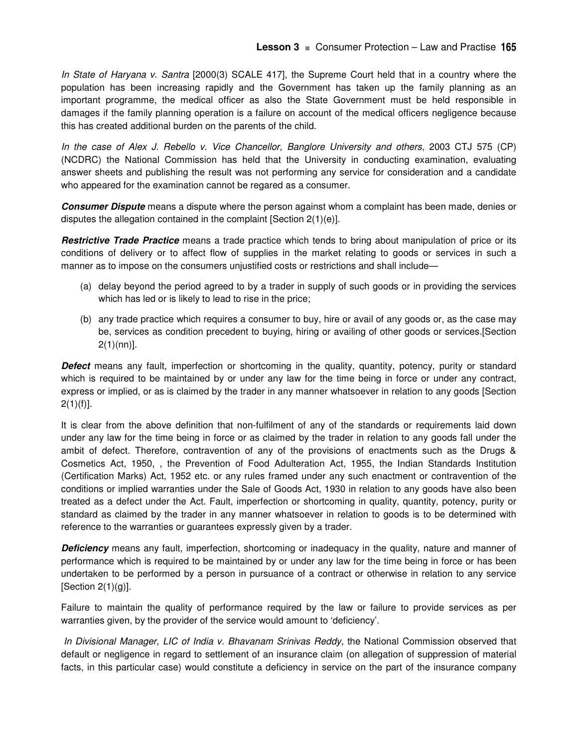*In State of Haryana v. Santra* [2000(3) SCALE 417], the Supreme Court held that in a country where the population has been increasing rapidly and the Government has taken up the family planning as an important programme, the medical officer as also the State Government must be held responsible in damages if the family planning operation is a failure on account of the medical officers negligence because this has created additional burden on the parents of the child.

*In the case of Alex J. Rebello v. Vice Chancellor, Banglore University and others*, 2003 CTJ 575 (CP) (NCDRC) the National Commission has held that the University in conducting examination, evaluating answer sheets and publishing the result was not performing any service for consideration and a candidate who appeared for the examination cannot be regared as a consumer.

***Consumer Dispute*** means a dispute where the person against whom a complaint has been made, denies or disputes the allegation contained in the complaint [Section 2(1)(e)].

***Restrictive Trade Practice*** means a trade practice which tends to bring about manipulation of price or its conditions of delivery or to affect flow of supplies in the market relating to goods or services in such a manner as to impose on the consumers unjustified costs or restrictions and shall include—

(a) delay beyond the period agreed to by a trader in supply of such goods or in providing the services which has led or is likely to lead to rise in the price;

(b) any trade practice which requires a consumer to buy, hire or avail of any goods or, as the case may be, services as condition precedent to buying, hiring or availing of other goods or services.[Section 2(1)(nn)].

***Defect*** means any fault, imperfection or shortcoming in the quality, quantity, potency, purity or standard which is required to be maintained by or under any law for the time being in force or under any contract, express or implied, or as is claimed by the trader in any manner whatsoever in relation to any goods [Section 2(1)(f)].

It is clear from the above definition that non-fulfilment of any of the standards or requirements laid down under any law for the time being in force or as claimed by the trader in relation to any goods fall under the ambit of defect. Therefore, contravention of any of the provisions of enactments such as the Drugs & Cosmetics Act, 1950, , the Prevention of Food Adulteration Act, 1955, the Indian Standards Institution (Certification Marks) Act, 1952 etc. or any rules framed under any such enactment or contravention of the conditions or implied warranties under the Sale of Goods Act, 1930 in relation to any goods have also been treated as a defect under the Act. Fault, imperfection or shortcoming in quality, quantity, potency, purity or standard as claimed by the trader in any manner whatsoever in relation to goods is to be determined with reference to the warranties or guarantees expressly given by a trader.

***Deficiency*** means any fault, imperfection, shortcoming or inadequacy in the quality, nature and manner of performance which is required to be maintained by or under any law for the time being in force or has been undertaken to be performed by a person in pursuance of a contract or otherwise in relation to any service [Section 2(1)(g)].

Failure to maintain the quality of performance required by the law or failure to provide services as per warranties given, by the provider of the service would amount to 'deficiency'.

*In Divisional Manager, LIC of India v. Bhavanam Srinivas Reddy,* the National Commission observed that default or negligence in regard to settlement of an insurance claim (on allegation of suppression of material facts, in this particular case) would constitute a deficiency in service on the part of the insurance company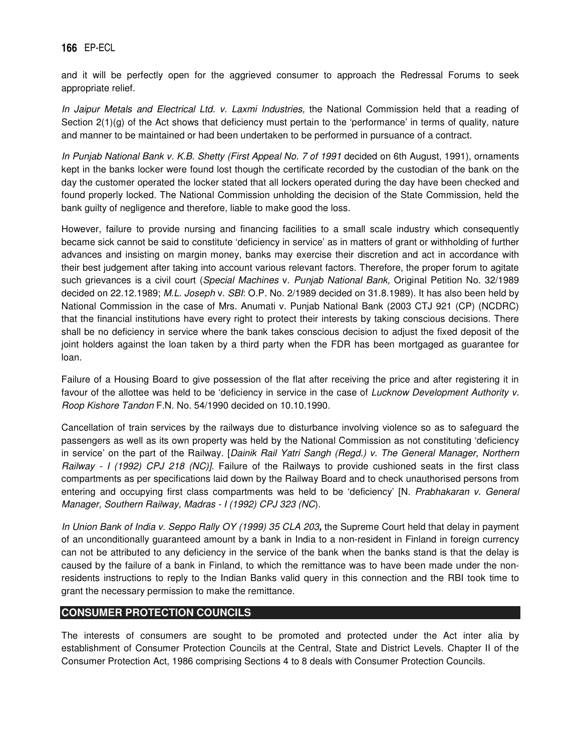and it will be perfectly open for the aggrieved consumer to approach the Redressal Forums to seek appropriate relief.

*In Jaipur Metals and Electrical Ltd. v. Laxmi Industries,* the National Commission held that a reading of Section 2(1)(g) of the Act shows that deficiency must pertain to the 'performance' in terms of quality, nature and manner to be maintained or had been undertaken to be performed in pursuance of a contract.

*In Punjab National Bank v. K.B. Shetty (First Appeal No. 7 of 1991* decided on 6th August, 1991), ornaments kept in the banks locker were found lost though the certificate recorded by the custodian of the bank on the day the customer operated the locker stated that all lockers operated during the day have been checked and found properly locked. The National Commission unholding the decision of the State Commission, held the bank guilty of negligence and therefore, liable to make good the loss.

However, failure to provide nursing and financing facilities to a small scale industry which consequently became sick cannot be said to constitute 'deficiency in service' as in matters of grant or withholding of further advances and insisting on margin money, banks may exercise their discretion and act in accordance with their best judgement after taking into account various relevant factors. Therefore, the proper forum to agitate such grievances is a civil court (*Special Machines* v. *Punjab National Bank,* Original Petition No. 32/1989 decided on 22.12.1989; *M.L. Joseph* v. *SBI*: O.P. No. 2/1989 decided on 31.8.1989). It has also been held by National Commission in the case of Mrs. Anumati v. Punjab National Bank (2003 CTJ 921 (CP) (NCDRC) that the financial institutions have every right to protect their interests by taking conscious decisions. There shall be no deficiency in service where the bank takes conscious decision to adjust the fixed deposit of the joint holders against the loan taken by a third party when the FDR has been mortgaged as guarantee for loan.

Failure of a Housing Board to give possession of the flat after receiving the price and after registering it in favour of the allottee was held to be 'deficiency in service in the case of *Lucknow Development Authority v. Roop Kishore Tandon* F.N. No. 54/1990 decided on 10.10.1990.

Cancellation of train services by the railways due to disturbance involving violence so as to safeguard the passengers as well as its own property was held by the National Commission as not constituting 'deficiency in service' on the part of the Railway. [*Dainik Rail Yatri Sangh (Regd.) v. The General Manager, Northern Railway - I (1992) CPJ 218 (NC)]*. Failure of the Railways to provide cushioned seats in the first class compartments as per specifications laid down by the Railway Board and to check unauthorised persons from entering and occupying first class compartments was held to be 'deficiency' [N. *Prabhakaran v. General Manager, Southern Railway, Madras - I (1992) CPJ 323 (NC*).

*In Union Bank of India v. Seppo Rally OY (1999) 35 CLA 203***,** the Supreme Court held that delay in payment of an unconditionally guaranteed amount by a bank in India to a non-resident in Finland in foreign currency can not be attributed to any deficiency in the service of the bank when the banks stand is that the delay is caused by the failure of a bank in Finland, to which the remittance was to have been made under the non-residents instructions to reply to the Indian Banks valid query in this connection and the RBI took time to grant the necessary permission to make the remittance.

## CONSUMER PROTECTION COUNCILS

The interests of consumers are sought to be promoted and protected under the Act inter alia by establishment of Consumer Protection Councils at the Central, State and District Levels. Chapter II of the Consumer Protection Act, 1986 comprising Sections 4 to 8 deals with Consumer Protection Councils.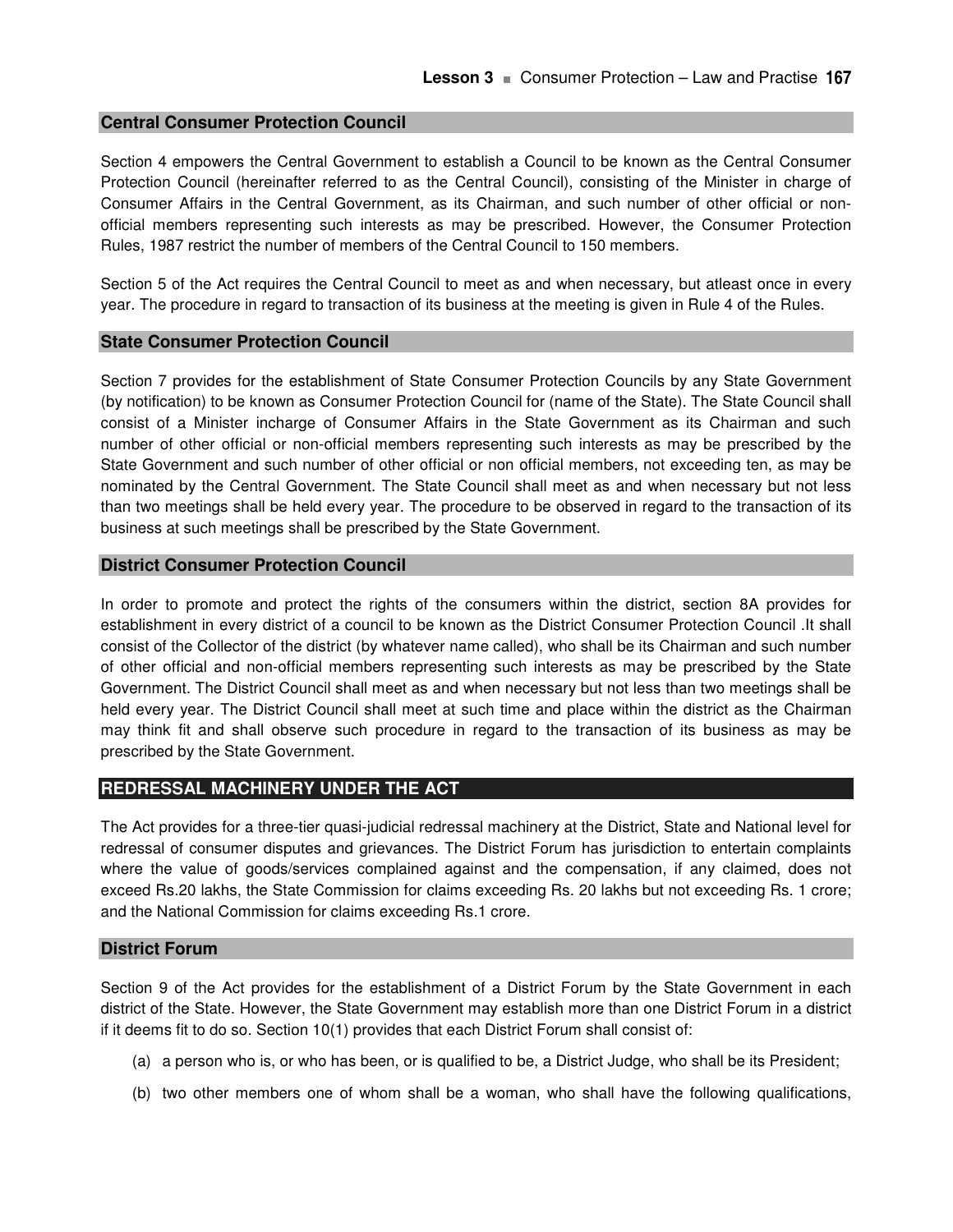### Central Consumer Protection Council

Section 4 empowers the Central Government to establish a Council to be known as the Central Consumer Protection Council (hereinafter referred to as the Central Council), consisting of the Minister in charge of Consumer Affairs in the Central Government, as its Chairman, and such number of other official or non-official members representing such interests as may be prescribed. However, the Consumer Protection Rules, 1987 restrict the number of members of the Central Council to 150 members.

Section 5 of the Act requires the Central Council to meet as and when necessary, but atleast once in every year. The procedure in regard to transaction of its business at the meeting is given in Rule 4 of the Rules.

### State Consumer Protection Council

Section 7 provides for the establishment of State Consumer Protection Councils by any State Government (by notification) to be known as Consumer Protection Council for (name of the State). The State Council shall consist of a Minister incharge of Consumer Affairs in the State Government as its Chairman and such number of other official or non-official members representing such interests as may be prescribed by the State Government and such number of other official or non official members, not exceeding ten, as may be nominated by the Central Government. The State Council shall meet as and when necessary but not less than two meetings shall be held every year. The procedure to be observed in regard to the transaction of its business at such meetings shall be prescribed by the State Government.

### District Consumer Protection Council

In order to promote and protect the rights of the consumers within the district, section 8A provides for establishment in every district of a council to be known as the District Consumer Protection Council .It shall consist of the Collector of the district (by whatever name called), who shall be its Chairman and such number of other official and non-official members representing such interests as may be prescribed by the State Government. The District Council shall meet as and when necessary but not less than two meetings shall be held every year. The District Council shall meet at such time and place within the district as the Chairman may think fit and shall observe such procedure in regard to the transaction of its business as may be prescribed by the State Government.

## REDRESSAL MACHINERY UNDER THE ACT

The Act provides for a three-tier quasi-judicial redressal machinery at the District, State and National level for redressal of consumer disputes and grievances. The District Forum has jurisdiction to entertain complaints where the value of goods/services complained against and the compensation, if any claimed, does not exceed Rs.20 lakhs, the State Commission for claims exceeding Rs. 20 lakhs but not exceeding Rs. 1 crore; and the National Commission for claims exceeding Rs.1 crore.

### District Forum

Section 9 of the Act provides for the establishment of a District Forum by the State Government in each district of the State. However, the State Government may establish more than one District Forum in a district if it deems fit to do so. Section 10(1) provides that each District Forum shall consist of:

(a) a person who is, or who has been, or is qualified to be, a District Judge, who shall be its President;

(b) two other members one of whom shall be a woman, who shall have the following qualifications,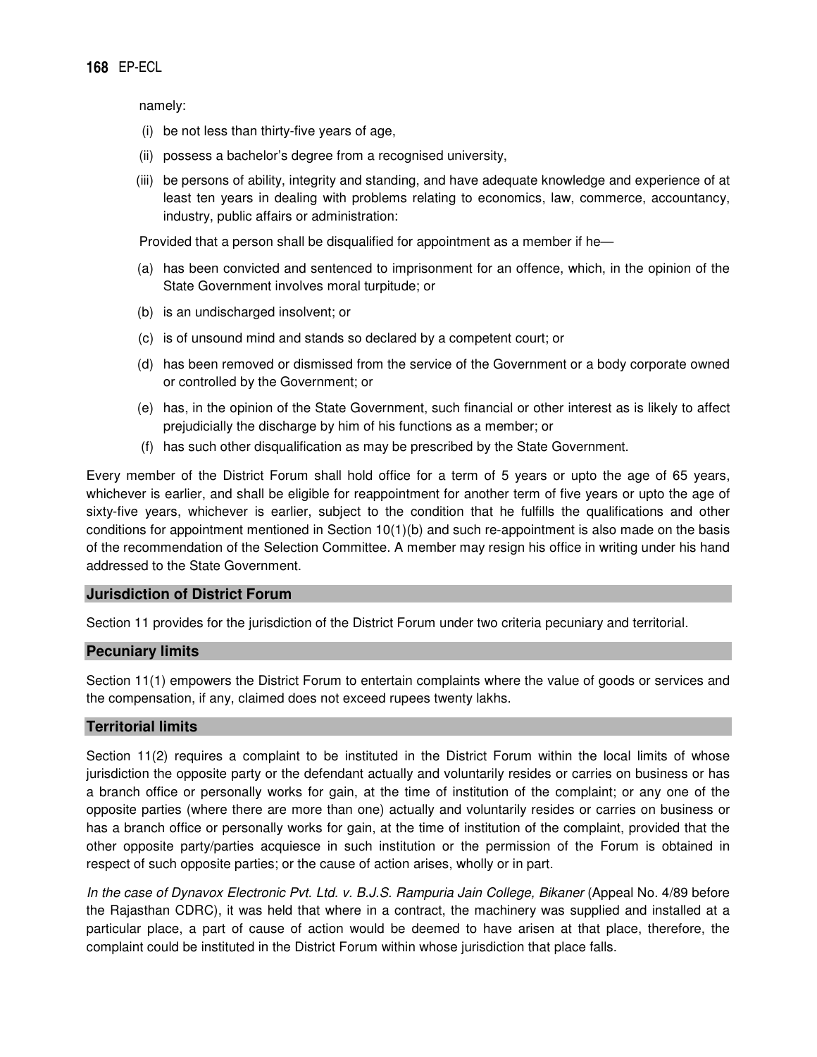namely:

(i) be not less than thirty-five years of age,

(ii) possess a bachelor's degree from a recognised university,

(iii) be persons of ability, integrity and standing, and have adequate knowledge and experience of at least ten years in dealing with problems relating to economics, law, commerce, accountancy, industry, public affairs or administration:

Provided that a person shall be disqualified for appointment as a member if he—

(a) has been convicted and sentenced to imprisonment for an offence, which, in the opinion of the State Government involves moral turpitude; or

(b) is an undischarged insolvent; or

(c) is of unsound mind and stands so declared by a competent court; or

(d) has been removed or dismissed from the service of the Government or a body corporate owned or controlled by the Government; or

(e) has, in the opinion of the State Government, such financial or other interest as is likely to affect prejudicially the discharge by him of his functions as a member; or

(f) has such other disqualification as may be prescribed by the State Government.

Every member of the District Forum shall hold office for a term of 5 years or upto the age of 65 years, whichever is earlier, and shall be eligible for reappointment for another term of five years or upto the age of sixty-five years, whichever is earlier, subject to the condition that he fulfills the qualifications and other conditions for appointment mentioned in Section 10(1)(b) and such re-appointment is also made on the basis of the recommendation of the Selection Committee. A member may resign his office in writing under his hand addressed to the State Government.

## Jurisdiction of District Forum

Section 11 provides for the jurisdiction of the District Forum under two criteria pecuniary and territorial.

## Pecuniary limits

Section 11(1) empowers the District Forum to entertain complaints where the value of goods or services and the compensation, if any, claimed does not exceed rupees twenty lakhs.

## Territorial limits

Section 11(2) requires a complaint to be instituted in the District Forum within the local limits of whose jurisdiction the opposite party or the defendant actually and voluntarily resides or carries on business or has a branch office or personally works for gain, at the time of institution of the complaint; or any one of the opposite parties (where there are more than one) actually and voluntarily resides or carries on business or has a branch office or personally works for gain, at the time of institution of the complaint, provided that the other opposite party/parties acquiesce in such institution or the permission of the Forum is obtained in respect of such opposite parties; or the cause of action arises, wholly or in part.

*In the case of Dynavox Electronic Pvt. Ltd. v. B.J.S. Rampuria Jain College, Bikaner* (Appeal No. 4/89 before the Rajasthan CDRC), it was held that where in a contract, the machinery was supplied and installed at a particular place, a part of cause of action would be deemed to have arisen at that place, therefore, the complaint could be instituted in the District Forum within whose jurisdiction that place falls.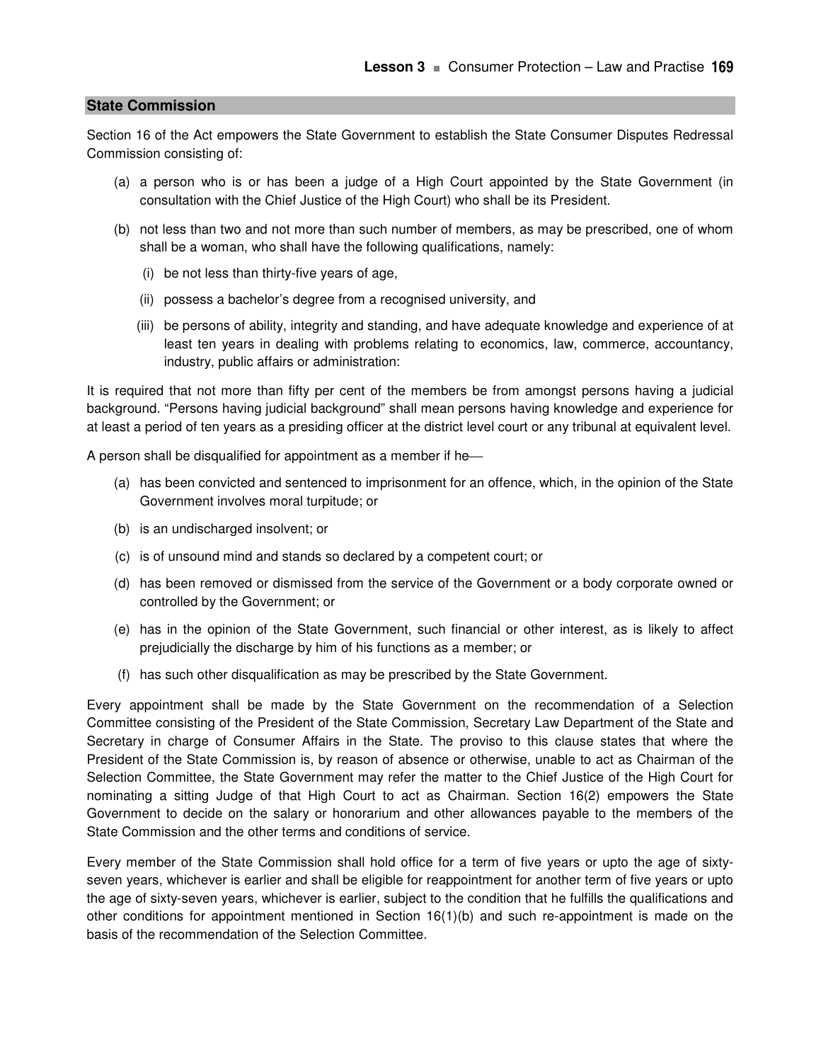## State Commission

Section 16 of the Act empowers the State Government to establish the State Consumer Disputes Redressal Commission consisting of:

(a) a person who is or has been a judge of a High Court appointed by the State Government (in consultation with the Chief Justice of the High Court) who shall be its President.

(b) not less than two and not more than such number of members, as may be prescribed, one of whom shall be a woman, who shall have the following qualifications, namely:

   (i) be not less than thirty-five years of age,

   (ii) possess a bachelor's degree from a recognised university, and

   (iii) be persons of ability, integrity and standing, and have adequate knowledge and experience of at least ten years in dealing with problems relating to economics, law, commerce, accountancy, industry, public affairs or administration:

It is required that not more than fifty per cent of the members be from amongst persons having a judicial background. "Persons having judicial background" shall mean persons having knowledge and experience for at least a period of ten years as a presiding officer at the district level court or any tribunal at equivalent level.

A person shall be disqualified for appointment as a member if he—

(a) has been convicted and sentenced to imprisonment for an offence, which, in the opinion of the State Government involves moral turpitude; or

(b) is an undischarged insolvent; or

(c) is of unsound mind and stands so declared by a competent court; or

(d) has been removed or dismissed from the service of the Government or a body corporate owned or controlled by the Government; or

(e) has in the opinion of the State Government, such financial or other interest, as is likely to affect prejudicially the discharge by him of his functions as a member; or

(f) has such other disqualification as may be prescribed by the State Government.

Every appointment shall be made by the State Government on the recommendation of a Selection Committee consisting of the President of the State Commission, Secretary Law Department of the State and Secretary in charge of Consumer Affairs in the State. The proviso to this clause states that where the President of the State Commission is, by reason of absence or otherwise, unable to act as Chairman of the Selection Committee, the State Government may refer the matter to the Chief Justice of the High Court for nominating a sitting Judge of that High Court to act as Chairman. Section 16(2) empowers the State Government to decide on the salary or honorarium and other allowances payable to the members of the State Commission and the other terms and conditions of service.

Every member of the State Commission shall hold office for a term of five years or upto the age of sixty-seven years, whichever is earlier and shall be eligible for reappointment for another term of five years or upto the age of sixty-seven years, whichever is earlier, subject to the condition that he fulfills the qualifications and other conditions for appointment mentioned in Section 16(1)(b) and such re-appointment is made on the basis of the recommendation of the Selection Committee.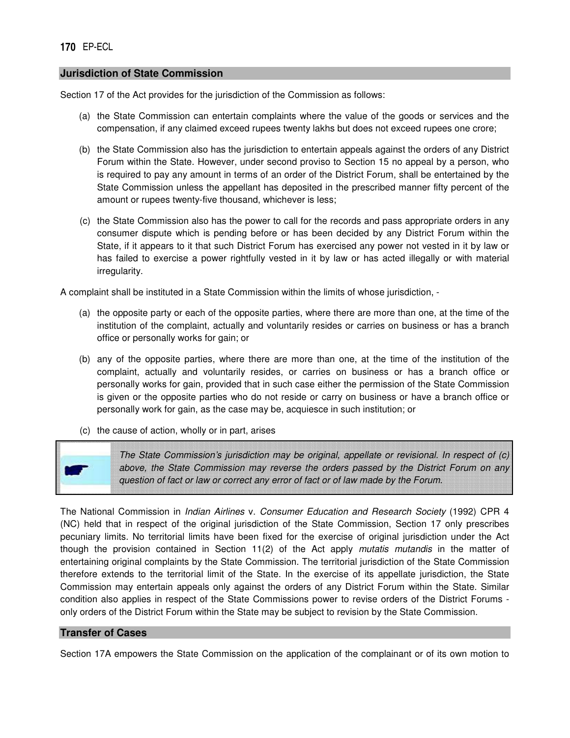## Jurisdiction of State Commission

Section 17 of the Act provides for the jurisdiction of the Commission as follows:

(a) the State Commission can entertain complaints where the value of the goods or services and the compensation, if any claimed exceed rupees twenty lakhs but does not exceed rupees one crore;

(b) the State Commission also has the jurisdiction to entertain appeals against the orders of any District Forum within the State. However, under second proviso to Section 15 no appeal by a person, who is required to pay any amount in terms of an order of the District Forum, shall be entertained by the State Commission unless the appellant has deposited in the prescribed manner fifty percent of the amount or rupees twenty-five thousand, whichever is less;

(c) the State Commission also has the power to call for the records and pass appropriate orders in any consumer dispute which is pending before or has been decided by any District Forum within the State, if it appears to it that such District Forum has exercised any power not vested in it by law or has failed to exercise a power rightfully vested in it by law or has acted illegally or with material irregularity.

A complaint shall be instituted in a State Commission within the limits of whose jurisdiction, -

(a) the opposite party or each of the opposite parties, where there are more than one, at the time of the institution of the complaint, actually and voluntarily resides or carries on business or has a branch office or personally works for gain; or

(b) any of the opposite parties, where there are more than one, at the time of the institution of the complaint, actually and voluntarily resides, or carries on business or has a branch office or personally works for gain, provided that in such case either the permission of the State Commission is given or the opposite parties who do not reside or carry on business or have a branch office or personally work for gain, as the case may be, acquiesce in such institution; or

(c) the cause of action, wholly or in part, arises

> *The State Commission's jurisdiction may be original, appellate or revisional. In respect of (c) above, the State Commission may reverse the orders passed by the District Forum on any question of fact or law or correct any error of fact or of law made by the Forum.*

The National Commission in *Indian Airlines* v. *Consumer Education and Research Society* (1992) CPR 4 (NC) held that in respect of the original jurisdiction of the State Commission, Section 17 only prescribes pecuniary limits. No territorial limits have been fixed for the exercise of original jurisdiction under the Act though the provision contained in Section 11(2) of the Act apply *mutatis mutandis* in the matter of entertaining original complaints by the State Commission. The territorial jurisdiction of the State Commission therefore extends to the territorial limit of the State. In the exercise of its appellate jurisdiction, the State Commission may entertain appeals only against the orders of any District Forum within the State. Similar condition also applies in respect of the State Commissions power to revise orders of the District Forums - only orders of the District Forum within the State may be subject to revision by the State Commission.

## Transfer of Cases

Section 17A empowers the State Commission on the application of the complainant or of its own motion to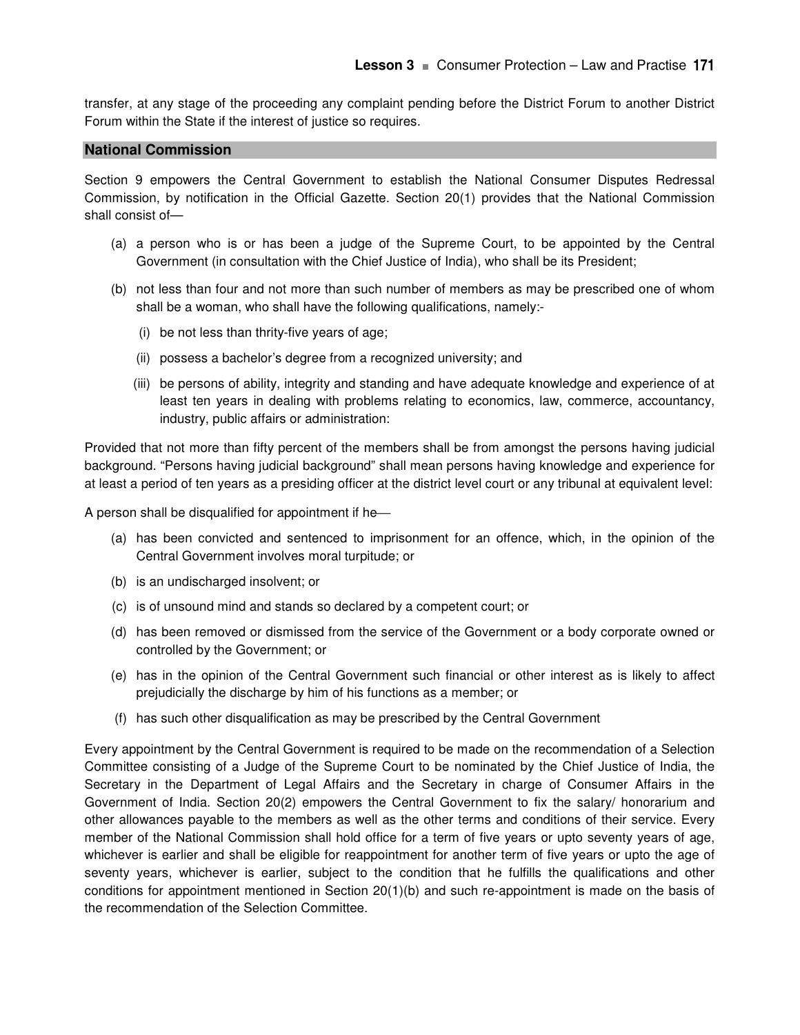transfer, at any stage of the proceeding any complaint pending before the District Forum to another District Forum within the State if the interest of justice so requires.

## National Commission

Section 9 empowers the Central Government to establish the National Consumer Disputes Redressal Commission, by notification in the Official Gazette. Section 20(1) provides that the National Commission shall consist of—

(a) a person who is or has been a judge of the Supreme Court, to be appointed by the Central Government (in consultation with the Chief Justice of India), who shall be its President;

(b) not less than four and not more than such number of members as may be prescribed one of whom shall be a woman, who shall have the following qualifications, namely:-

  (i) be not less than thrity-five years of age;

  (ii) possess a bachelor's degree from a recognized university; and

  (iii) be persons of ability, integrity and standing and have adequate knowledge and experience of at least ten years in dealing with problems relating to economics, law, commerce, accountancy, industry, public affairs or administration:

Provided that not more than fifty percent of the members shall be from amongst the persons having judicial background. "Persons having judicial background" shall mean persons having knowledge and experience for at least a period of ten years as a presiding officer at the district level court or any tribunal at equivalent level:

A person shall be disqualified for appointment if he—

(a) has been convicted and sentenced to imprisonment for an offence, which, in the opinion of the Central Government involves moral turpitude; or

(b) is an undischarged insolvent; or

(c) is of unsound mind and stands so declared by a competent court; or

(d) has been removed or dismissed from the service of the Government or a body corporate owned or controlled by the Government; or

(e) has in the opinion of the Central Government such financial or other interest as is likely to affect prejudicially the discharge by him of his functions as a member; or

(f) has such other disqualification as may be prescribed by the Central Government

Every appointment by the Central Government is required to be made on the recommendation of a Selection Committee consisting of a Judge of the Supreme Court to be nominated by the Chief Justice of India, the Secretary in the Department of Legal Affairs and the Secretary in charge of Consumer Affairs in the Government of India. Section 20(2) empowers the Central Government to fix the salary/ honorarium and other allowances payable to the members as well as the other terms and conditions of their service. Every member of the National Commission shall hold office for a term of five years or upto seventy years of age, whichever is earlier and shall be eligible for reappointment for another term of five years or upto the age of seventy years, whichever is earlier, subject to the condition that he fulfills the qualifications and other conditions for appointment mentioned in Section 20(1)(b) and such re-appointment is made on the basis of the recommendation of the Selection Committee.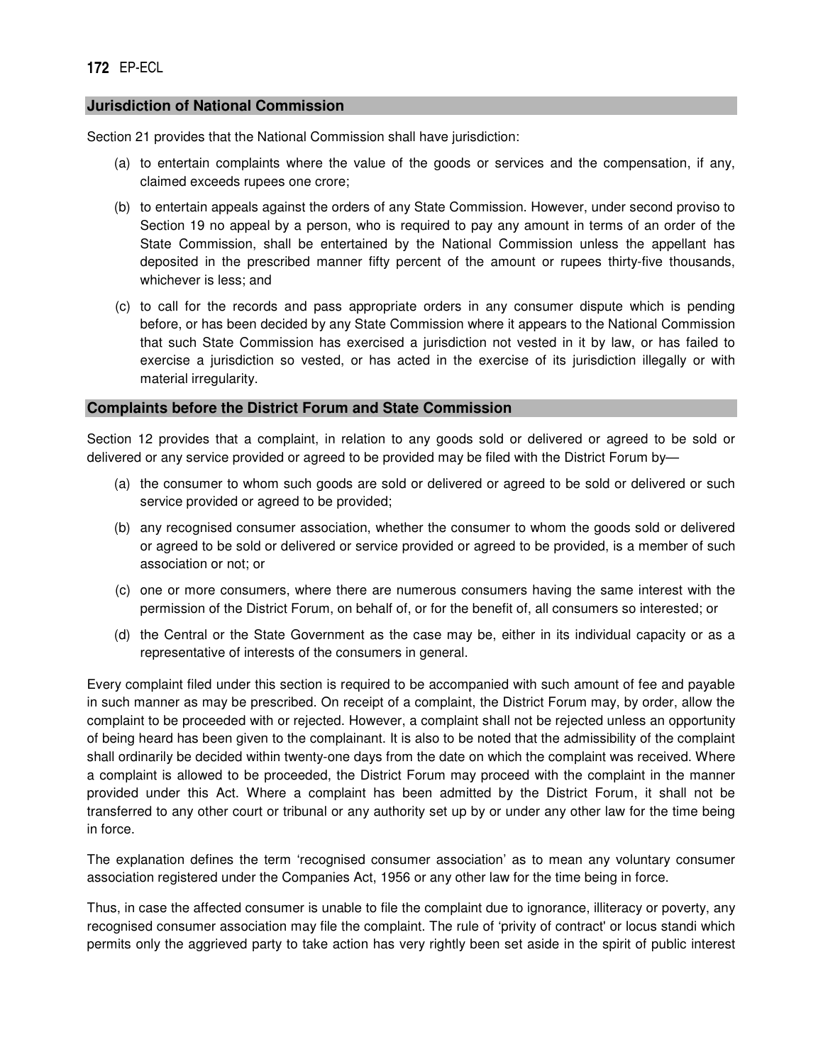## Jurisdiction of National Commission

Section 21 provides that the National Commission shall have jurisdiction:

(a) to entertain complaints where the value of the goods or services and the compensation, if any, claimed exceeds rupees one crore;

(b) to entertain appeals against the orders of any State Commission. However, under second proviso to Section 19 no appeal by a person, who is required to pay any amount in terms of an order of the State Commission, shall be entertained by the National Commission unless the appellant has deposited in the prescribed manner fifty percent of the amount or rupees thirty-five thousands, whichever is less; and

(c) to call for the records and pass appropriate orders in any consumer dispute which is pending before, or has been decided by any State Commission where it appears to the National Commission that such State Commission has exercised a jurisdiction not vested in it by law, or has failed to exercise a jurisdiction so vested, or has acted in the exercise of its jurisdiction illegally or with material irregularity.

## Complaints before the District Forum and State Commission

Section 12 provides that a complaint, in relation to any goods sold or delivered or agreed to be sold or delivered or any service provided or agreed to be provided may be filed with the District Forum by—

(a) the consumer to whom such goods are sold or delivered or agreed to be sold or delivered or such service provided or agreed to be provided;

(b) any recognised consumer association, whether the consumer to whom the goods sold or delivered or agreed to be sold or delivered or service provided or agreed to be provided, is a member of such association or not; or

(c) one or more consumers, where there are numerous consumers having the same interest with the permission of the District Forum, on behalf of, or for the benefit of, all consumers so interested; or

(d) the Central or the State Government as the case may be, either in its individual capacity or as a representative of interests of the consumers in general.

Every complaint filed under this section is required to be accompanied with such amount of fee and payable in such manner as may be prescribed. On receipt of a complaint, the District Forum may, by order, allow the complaint to be proceeded with or rejected. However, a complaint shall not be rejected unless an opportunity of being heard has been given to the complainant. It is also to be noted that the admissibility of the complaint shall ordinarily be decided within twenty-one days from the date on which the complaint was received. Where a complaint is allowed to be proceeded, the District Forum may proceed with the complaint in the manner provided under this Act. Where a complaint has been admitted by the District Forum, it shall not be transferred to any other court or tribunal or any authority set up by or under any other law for the time being in force.

The explanation defines the term 'recognised consumer association' as to mean any voluntary consumer association registered under the Companies Act, 1956 or any other law for the time being in force.

Thus, in case the affected consumer is unable to file the complaint due to ignorance, illiteracy or poverty, any recognised consumer association may file the complaint. The rule of 'privity of contract' or locus standi which permits only the aggrieved party to take action has very rightly been set aside in the spirit of public interest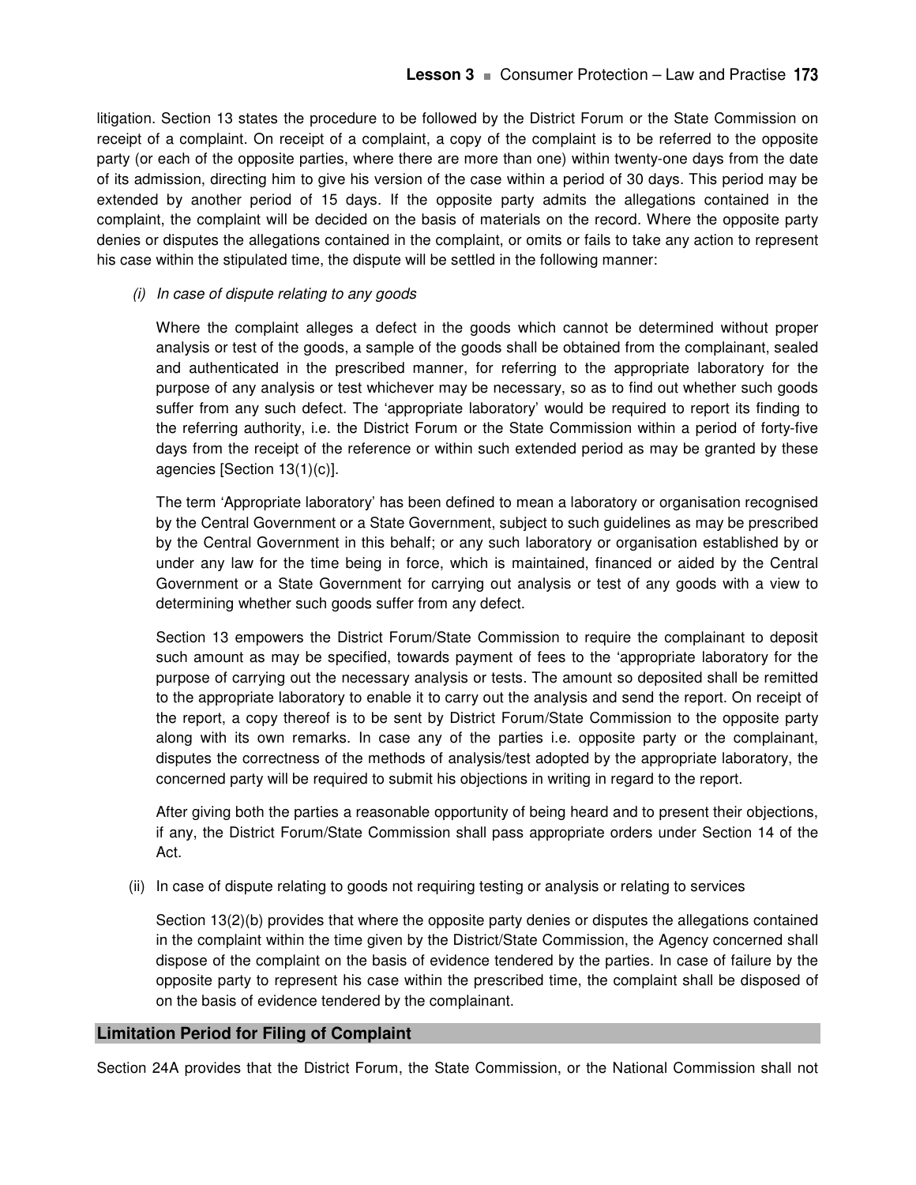litigation. Section 13 states the procedure to be followed by the District Forum or the State Commission on receipt of a complaint. On receipt of a complaint, a copy of the complaint is to be referred to the opposite party (or each of the opposite parties, where there are more than one) within twenty-one days from the date of its admission, directing him to give his version of the case within a period of 30 days. This period may be extended by another period of 15 days. If the opposite party admits the allegations contained in the complaint, the complaint will be decided on the basis of materials on the record. Where the opposite party denies or disputes the allegations contained in the complaint, or omits or fails to take any action to represent his case within the stipulated time, the dispute will be settled in the following manner:

*(i) In case of dispute relating to any goods*

Where the complaint alleges a defect in the goods which cannot be determined without proper analysis or test of the goods, a sample of the goods shall be obtained from the complainant, sealed and authenticated in the prescribed manner, for referring to the appropriate laboratory for the purpose of any analysis or test whichever may be necessary, so as to find out whether such goods suffer from any such defect. The 'appropriate laboratory' would be required to report its finding to the referring authority, i.e. the District Forum or the State Commission within a period of forty-five days from the receipt of the reference or within such extended period as may be granted by these agencies [Section 13(1)(c)].

The term 'Appropriate laboratory' has been defined to mean a laboratory or organisation recognised by the Central Government or a State Government, subject to such guidelines as may be prescribed by the Central Government in this behalf; or any such laboratory or organisation established by or under any law for the time being in force, which is maintained, financed or aided by the Central Government or a State Government for carrying out analysis or test of any goods with a view to determining whether such goods suffer from any defect.

Section 13 empowers the District Forum/State Commission to require the complainant to deposit such amount as may be specified, towards payment of fees to the 'appropriate laboratory for the purpose of carrying out the necessary analysis or tests. The amount so deposited shall be remitted to the appropriate laboratory to enable it to carry out the analysis and send the report. On receipt of the report, a copy thereof is to be sent by District Forum/State Commission to the opposite party along with its own remarks. In case any of the parties i.e. opposite party or the complainant, disputes the correctness of the methods of analysis/test adopted by the appropriate laboratory, the concerned party will be required to submit his objections in writing in regard to the report.

After giving both the parties a reasonable opportunity of being heard and to present their objections, if any, the District Forum/State Commission shall pass appropriate orders under Section 14 of the Act.

(ii) In case of dispute relating to goods not requiring testing or analysis or relating to services

Section 13(2)(b) provides that where the opposite party denies or disputes the allegations contained in the complaint within the time given by the District/State Commission, the Agency concerned shall dispose of the complaint on the basis of evidence tendered by the parties. In case of failure by the opposite party to represent his case within the prescribed time, the complaint shall be disposed of on the basis of evidence tendered by the complainant.

## Limitation Period for Filing of Complaint

Section 24A provides that the District Forum, the State Commission, or the National Commission shall not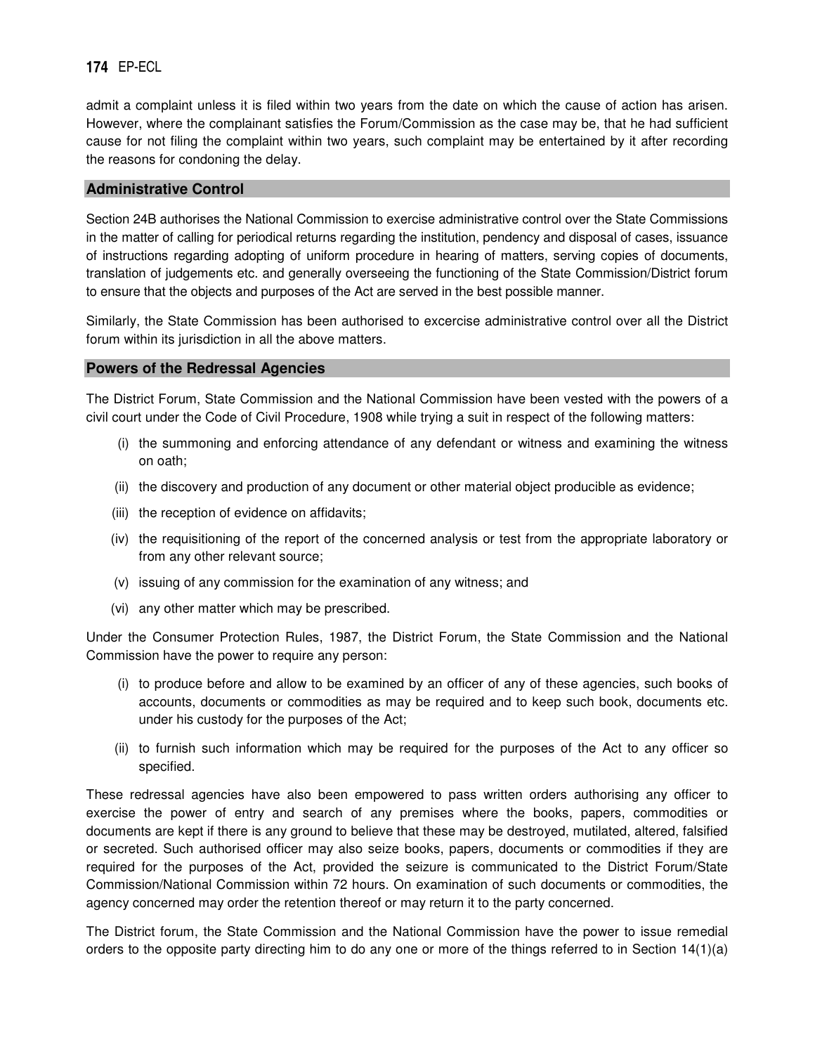admit a complaint unless it is filed within two years from the date on which the cause of action has arisen. However, where the complainant satisfies the Forum/Commission as the case may be, that he had sufficient cause for not filing the complaint within two years, such complaint may be entertained by it after recording the reasons for condoning the delay.

## Administrative Control

Section 24B authorises the National Commission to exercise administrative control over the State Commissions in the matter of calling for periodical returns regarding the institution, pendency and disposal of cases, issuance of instructions regarding adopting of uniform procedure in hearing of matters, serving copies of documents, translation of judgements etc. and generally overseeing the functioning of the State Commission/District forum to ensure that the objects and purposes of the Act are served in the best possible manner.

Similarly, the State Commission has been authorised to excercise administrative control over all the District forum within its jurisdiction in all the above matters.

## Powers of the Redressal Agencies

The District Forum, State Commission and the National Commission have been vested with the powers of a civil court under the Code of Civil Procedure, 1908 while trying a suit in respect of the following matters:

(i) the summoning and enforcing attendance of any defendant or witness and examining the witness on oath;

(ii) the discovery and production of any document or other material object producible as evidence;

(iii) the reception of evidence on affidavits;

(iv) the requisitioning of the report of the concerned analysis or test from the appropriate laboratory or from any other relevant source;

(v) issuing of any commission for the examination of any witness; and

(vi) any other matter which may be prescribed.

Under the Consumer Protection Rules, 1987, the District Forum, the State Commission and the National Commission have the power to require any person:

(i) to produce before and allow to be examined by an officer of any of these agencies, such books of accounts, documents or commodities as may be required and to keep such book, documents etc. under his custody for the purposes of the Act;

(ii) to furnish such information which may be required for the purposes of the Act to any officer so specified.

These redressal agencies have also been empowered to pass written orders authorising any officer to exercise the power of entry and search of any premises where the books, papers, commodities or documents are kept if there is any ground to believe that these may be destroyed, mutilated, altered, falsified or secreted. Such authorised officer may also seize books, papers, documents or commodities if they are required for the purposes of the Act, provided the seizure is communicated to the District Forum/State Commission/National Commission within 72 hours. On examination of such documents or commodities, the agency concerned may order the retention thereof or may return it to the party concerned.

The District forum, the State Commission and the National Commission have the power to issue remedial orders to the opposite party directing him to do any one or more of the things referred to in Section 14(1)(a)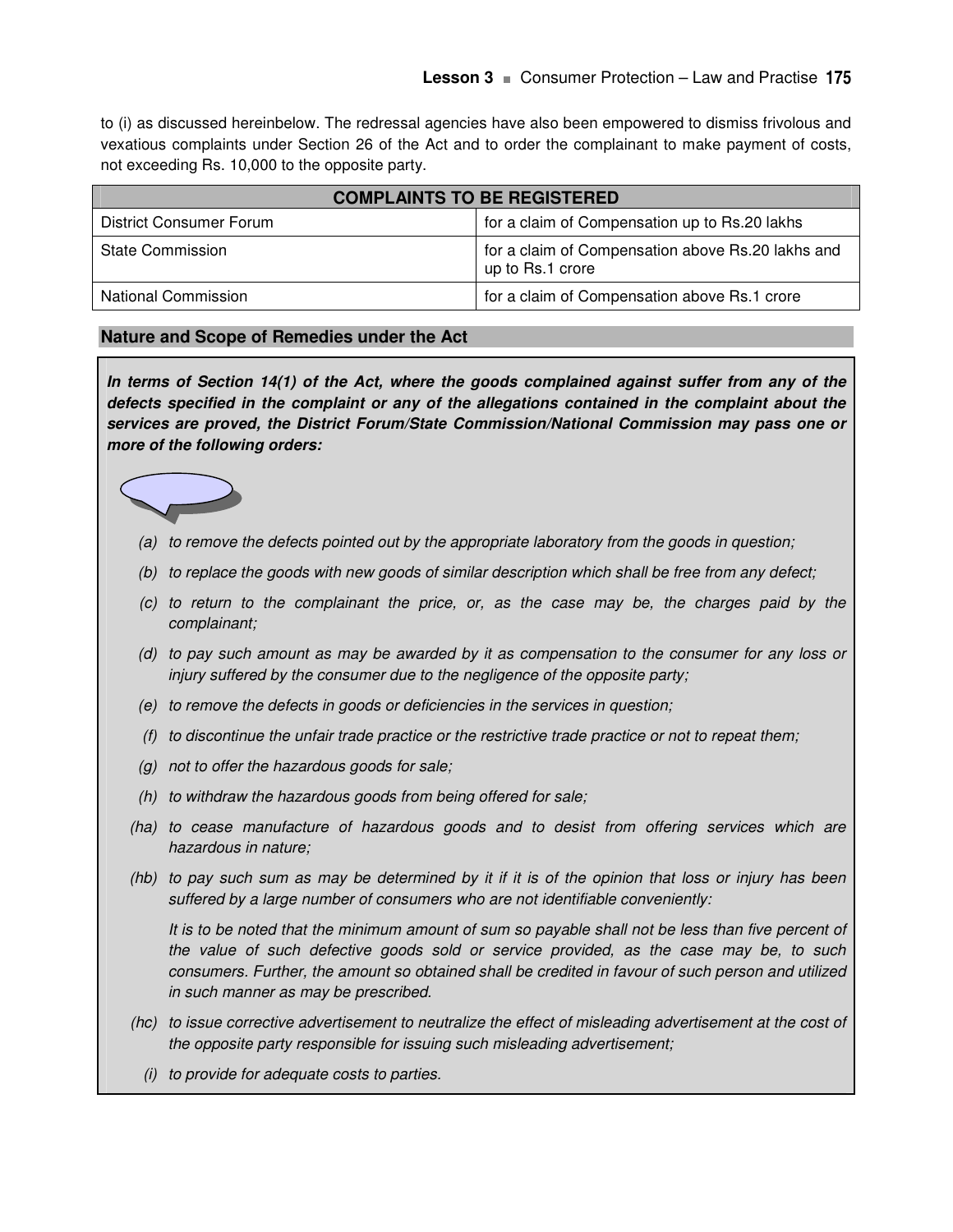to (i) as discussed hereinbelow. The redressal agencies have also been empowered to dismiss frivolous and vexatious complaints under Section 26 of the Act and to order the complainant to make payment of costs, not exceeding Rs. 10,000 to the opposite party.

| COMPLAINTS TO BE REGISTERED | |
|---|---|
| District Consumer Forum | for a claim of Compensation up to Rs.20 lakhs |
| State Commission | for a claim of Compensation above Rs.20 lakhs and up to Rs.1 crore |
| National Commission | for a claim of Compensation above Rs.1 crore |

## Nature and Scope of Remedies under the Act

***In terms of Section 14(1) of the Act, where the goods complained against suffer from any of the defects specified in the complaint or any of the allegations contained in the complaint about the services are proved, the District Forum/State Commission/National Commission may pass one or more of the following orders:***

*(a) to remove the defects pointed out by the appropriate laboratory from the goods in question;*

*(b) to replace the goods with new goods of similar description which shall be free from any defect;*

*(c) to return to the complainant the price, or, as the case may be, the charges paid by the complainant;*

*(d) to pay such amount as may be awarded by it as compensation to the consumer for any loss or injury suffered by the consumer due to the negligence of the opposite party;*

*(e) to remove the defects in goods or deficiencies in the services in question;*

*(f) to discontinue the unfair trade practice or the restrictive trade practice or not to repeat them;*

*(g) not to offer the hazardous goods for sale;*

*(h) to withdraw the hazardous goods from being offered for sale;*

*(ha) to cease manufacture of hazardous goods and to desist from offering services which are hazardous in nature;*

*(hb) to pay such sum as may be determined by it if it is of the opinion that loss or injury has been suffered by a large number of consumers who are not identifiable conveniently:*

*It is to be noted that the minimum amount of sum so payable shall not be less than five percent of the value of such defective goods sold or service provided, as the case may be, to such consumers. Further, the amount so obtained shall be credited in favour of such person and utilized in such manner as may be prescribed.*

*(hc) to issue corrective advertisement to neutralize the effect of misleading advertisement at the cost of the opposite party responsible for issuing such misleading advertisement;*

*(i) to provide for adequate costs to parties.*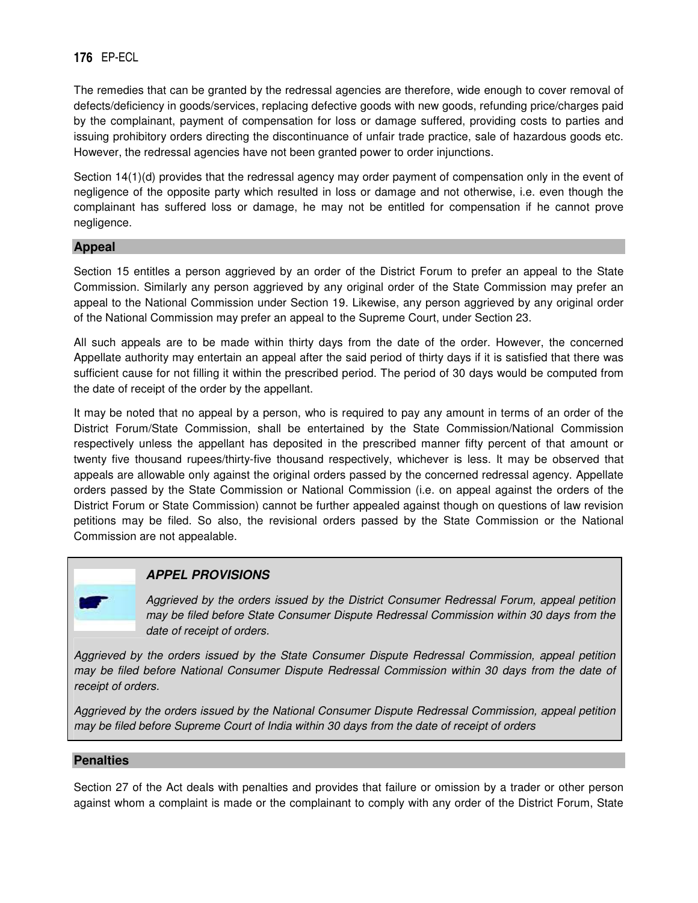The remedies that can be granted by the redressal agencies are therefore, wide enough to cover removal of defects/deficiency in goods/services, replacing defective goods with new goods, refunding price/charges paid by the complainant, payment of compensation for loss or damage suffered, providing costs to parties and issuing prohibitory orders directing the discontinuance of unfair trade practice, sale of hazardous goods etc. However, the redressal agencies have not been granted power to order injunctions.

Section 14(1)(d) provides that the redressal agency may order payment of compensation only in the event of negligence of the opposite party which resulted in loss or damage and not otherwise, i.e. even though the complainant has suffered loss or damage, he may not be entitled for compensation if he cannot prove negligence.

## Appeal

Section 15 entitles a person aggrieved by an order of the District Forum to prefer an appeal to the State Commission. Similarly any person aggrieved by any original order of the State Commission may prefer an appeal to the National Commission under Section 19. Likewise, any person aggrieved by any original order of the National Commission may prefer an appeal to the Supreme Court, under Section 23.

All such appeals are to be made within thirty days from the date of the order. However, the concerned Appellate authority may entertain an appeal after the said period of thirty days if it is satisfied that there was sufficient cause for not filling it within the prescribed period. The period of 30 days would be computed from the date of receipt of the order by the appellant.

It may be noted that no appeal by a person, who is required to pay any amount in terms of an order of the District Forum/State Commission, shall be entertained by the State Commission/National Commission respectively unless the appellant has deposited in the prescribed manner fifty percent of that amount or twenty five thousand rupees/thirty-five thousand respectively, whichever is less. It may be observed that appeals are allowable only against the original orders passed by the concerned redressal agency. Appellate orders passed by the State Commission or National Commission (i.e. on appeal against the orders of the District Forum or State Commission) cannot be further appealed against though on questions of law revision petitions may be filed. So also, the revisional orders passed by the State Commission or the National Commission are not appealable.

> ***APPEL PROVISIONS***
>
> *Aggrieved by the orders issued by the District Consumer Redressal Forum, appeal petition may be filed before State Consumer Dispute Redressal Commission within 30 days from the date of receipt of orders.*
>
> *Aggrieved by the orders issued by the State Consumer Dispute Redressal Commission, appeal petition may be filed before National Consumer Dispute Redressal Commission within 30 days from the date of receipt of orders.*
>
> *Aggrieved by the orders issued by the National Consumer Dispute Redressal Commission, appeal petition may be filed before Supreme Court of India within 30 days from the date of receipt of orders*

## Penalties

Section 27 of the Act deals with penalties and provides that failure or omission by a trader or other person against whom a complaint is made or the complainant to comply with any order of the District Forum, State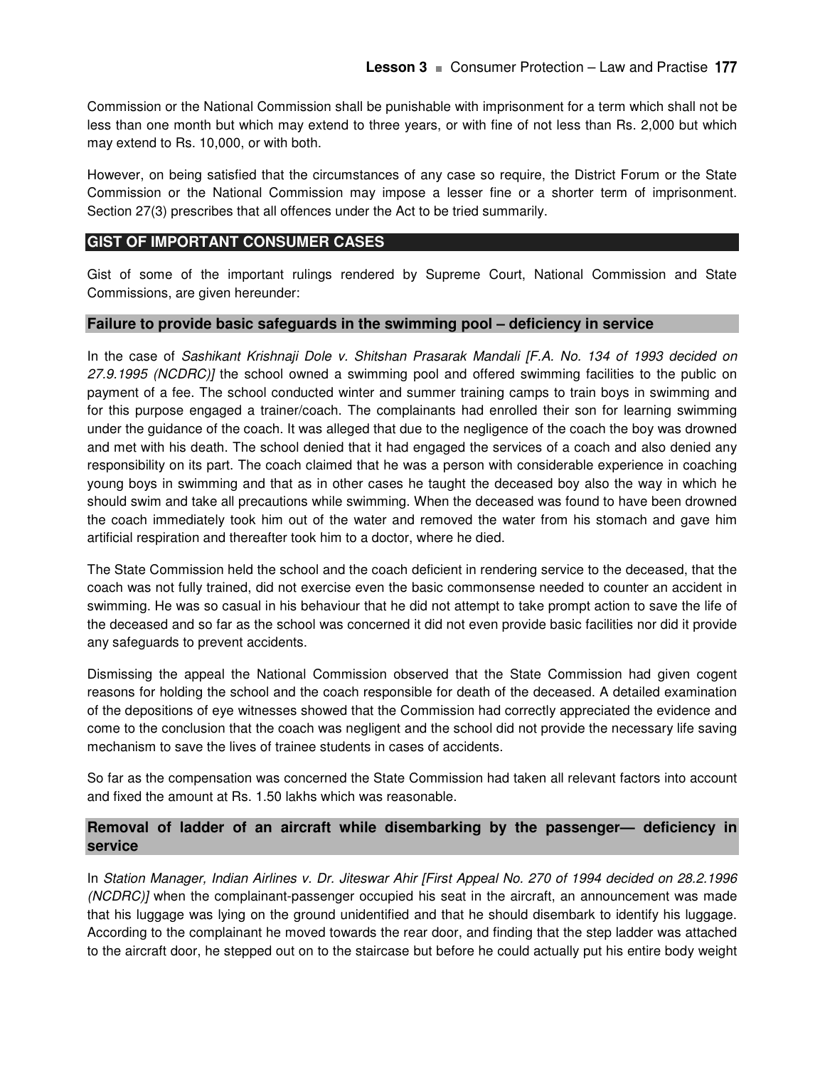Commission or the National Commission shall be punishable with imprisonment for a term which shall not be less than one month but which may extend to three years, or with fine of not less than Rs. 2,000 but which may extend to Rs. 10,000, or with both.

However, on being satisfied that the circumstances of any case so require, the District Forum or the State Commission or the National Commission may impose a lesser fine or a shorter term of imprisonment. Section 27(3) prescribes that all offences under the Act to be tried summarily.

## GIST OF IMPORTANT CONSUMER CASES

Gist of some of the important rulings rendered by Supreme Court, National Commission and State Commissions, are given hereunder:

### Failure to provide basic safeguards in the swimming pool – deficiency in service

In the case of *Sashikant Krishnaji Dole v. Shitshan Prasarak Mandali [F.A. No. 134 of 1993 decided on 27.9.1995 (NCDRC)]* the school owned a swimming pool and offered swimming facilities to the public on payment of a fee. The school conducted winter and summer training camps to train boys in swimming and for this purpose engaged a trainer/coach. The complainants had enrolled their son for learning swimming under the guidance of the coach. It was alleged that due to the negligence of the coach the boy was drowned and met with his death. The school denied that it had engaged the services of a coach and also denied any responsibility on its part. The coach claimed that he was a person with considerable experience in coaching young boys in swimming and that as in other cases he taught the deceased boy also the way in which he should swim and take all precautions while swimming. When the deceased was found to have been drowned the coach immediately took him out of the water and removed the water from his stomach and gave him artificial respiration and thereafter took him to a doctor, where he died.

The State Commission held the school and the coach deficient in rendering service to the deceased, that the coach was not fully trained, did not exercise even the basic commonsense needed to counter an accident in swimming. He was so casual in his behaviour that he did not attempt to take prompt action to save the life of the deceased and so far as the school was concerned it did not even provide basic facilities nor did it provide any safeguards to prevent accidents.

Dismissing the appeal the National Commission observed that the State Commission had given cogent reasons for holding the school and the coach responsible for death of the deceased. A detailed examination of the depositions of eye witnesses showed that the Commission had correctly appreciated the evidence and come to the conclusion that the coach was negligent and the school did not provide the necessary life saving mechanism to save the lives of trainee students in cases of accidents.

So far as the compensation was concerned the State Commission had taken all relevant factors into account and fixed the amount at Rs. 1.50 lakhs which was reasonable.

### Removal of ladder of an aircraft while disembarking by the passenger— deficiency in service

In *Station Manager, Indian Airlines v. Dr. Jiteswar Ahir [First Appeal No. 270 of 1994 decided on 28.2.1996 (NCDRC)]* when the complainant-passenger occupied his seat in the aircraft, an announcement was made that his luggage was lying on the ground unidentified and that he should disembark to identify his luggage. According to the complainant he moved towards the rear door, and finding that the step ladder was attached to the aircraft door, he stepped out on to the staircase but before he could actually put his entire body weight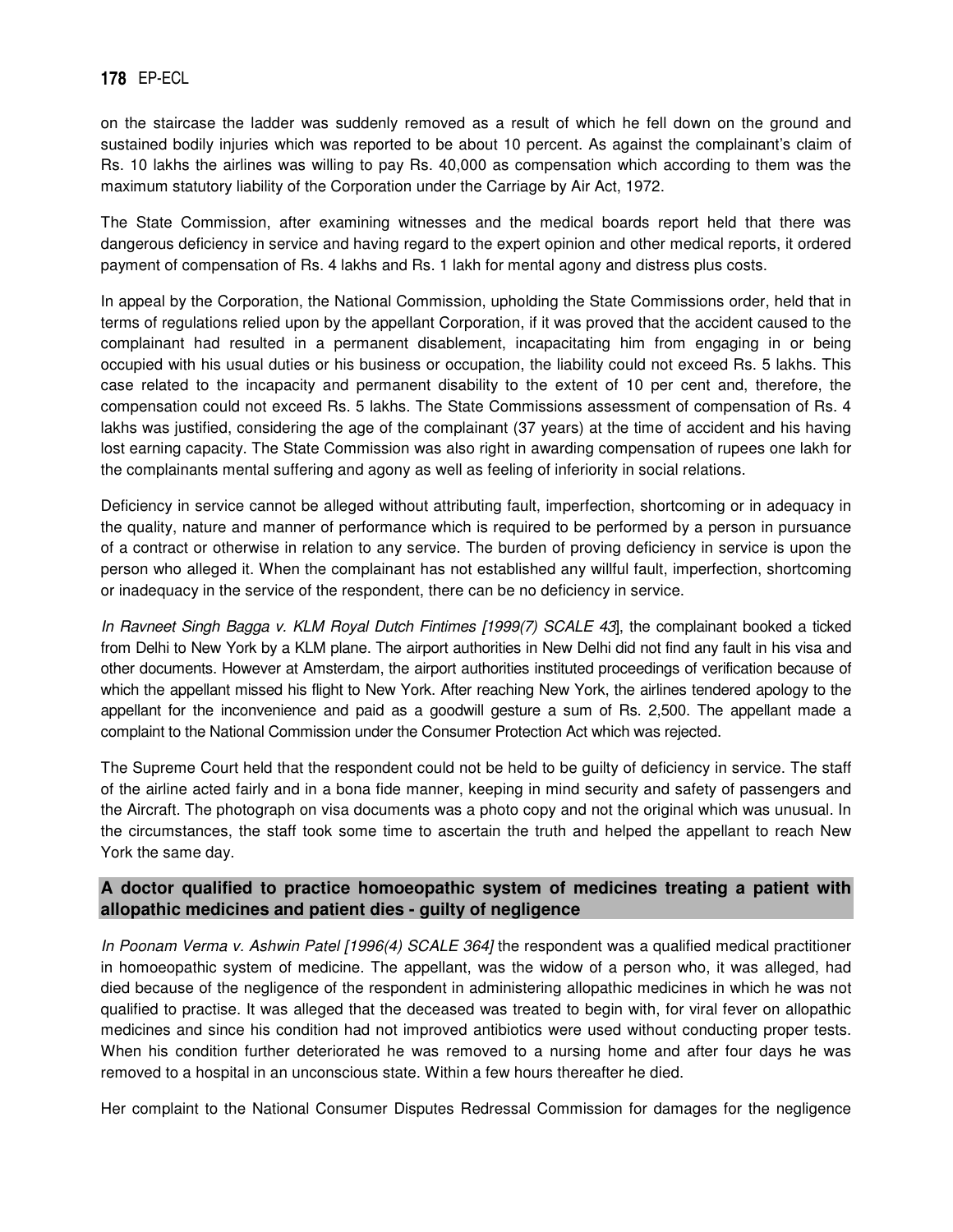on the staircase the ladder was suddenly removed as a result of which he fell down on the ground and sustained bodily injuries which was reported to be about 10 percent. As against the complainant's claim of Rs. 10 lakhs the airlines was willing to pay Rs. 40,000 as compensation which according to them was the maximum statutory liability of the Corporation under the Carriage by Air Act, 1972.

The State Commission, after examining witnesses and the medical boards report held that there was dangerous deficiency in service and having regard to the expert opinion and other medical reports, it ordered payment of compensation of Rs. 4 lakhs and Rs. 1 lakh for mental agony and distress plus costs.

In appeal by the Corporation, the National Commission, upholding the State Commissions order, held that in terms of regulations relied upon by the appellant Corporation, if it was proved that the accident caused to the complainant had resulted in a permanent disablement, incapacitating him from engaging in or being occupied with his usual duties or his business or occupation, the liability could not exceed Rs. 5 lakhs. This case related to the incapacity and permanent disability to the extent of 10 per cent and, therefore, the compensation could not exceed Rs. 5 lakhs. The State Commissions assessment of compensation of Rs. 4 lakhs was justified, considering the age of the complainant (37 years) at the time of accident and his having lost earning capacity. The State Commission was also right in awarding compensation of rupees one lakh for the complainants mental suffering and agony as well as feeling of inferiority in social relations.

Deficiency in service cannot be alleged without attributing fault, imperfection, shortcoming or in adequacy in the quality, nature and manner of performance which is required to be performed by a person in pursuance of a contract or otherwise in relation to any service. The burden of proving deficiency in service is upon the person who alleged it. When the complainant has not established any willful fault, imperfection, shortcoming or inadequacy in the service of the respondent, there can be no deficiency in service.

*In Ravneet Singh Bagga v. KLM Royal Dutch Fintimes [1999(7) SCALE 43*], the complainant booked a ticked from Delhi to New York by a KLM plane. The airport authorities in New Delhi did not find any fault in his visa and other documents. However at Amsterdam, the airport authorities instituted proceedings of verification because of which the appellant missed his flight to New York. After reaching New York, the airlines tendered apology to the appellant for the inconvenience and paid as a goodwill gesture a sum of Rs. 2,500. The appellant made a complaint to the National Commission under the Consumer Protection Act which was rejected.

The Supreme Court held that the respondent could not be held to be guilty of deficiency in service. The staff of the airline acted fairly and in a bona fide manner, keeping in mind security and safety of passengers and the Aircraft. The photograph on visa documents was a photo copy and not the original which was unusual. In the circumstances, the staff took some time to ascertain the truth and helped the appellant to reach New York the same day.

### A doctor qualified to practice homoeopathic system of medicines treating a patient with allopathic medicines and patient dies - guilty of negligence

*In Poonam Verma v. Ashwin Patel [1996(4) SCALE 364]* the respondent was a qualified medical practitioner in homoeopathic system of medicine. The appellant, was the widow of a person who, it was alleged, had died because of the negligence of the respondent in administering allopathic medicines in which he was not qualified to practise. It was alleged that the deceased was treated to begin with, for viral fever on allopathic medicines and since his condition had not improved antibiotics were used without conducting proper tests. When his condition further deteriorated he was removed to a nursing home and after four days he was removed to a hospital in an unconscious state. Within a few hours thereafter he died.

Her complaint to the National Consumer Disputes Redressal Commission for damages for the negligence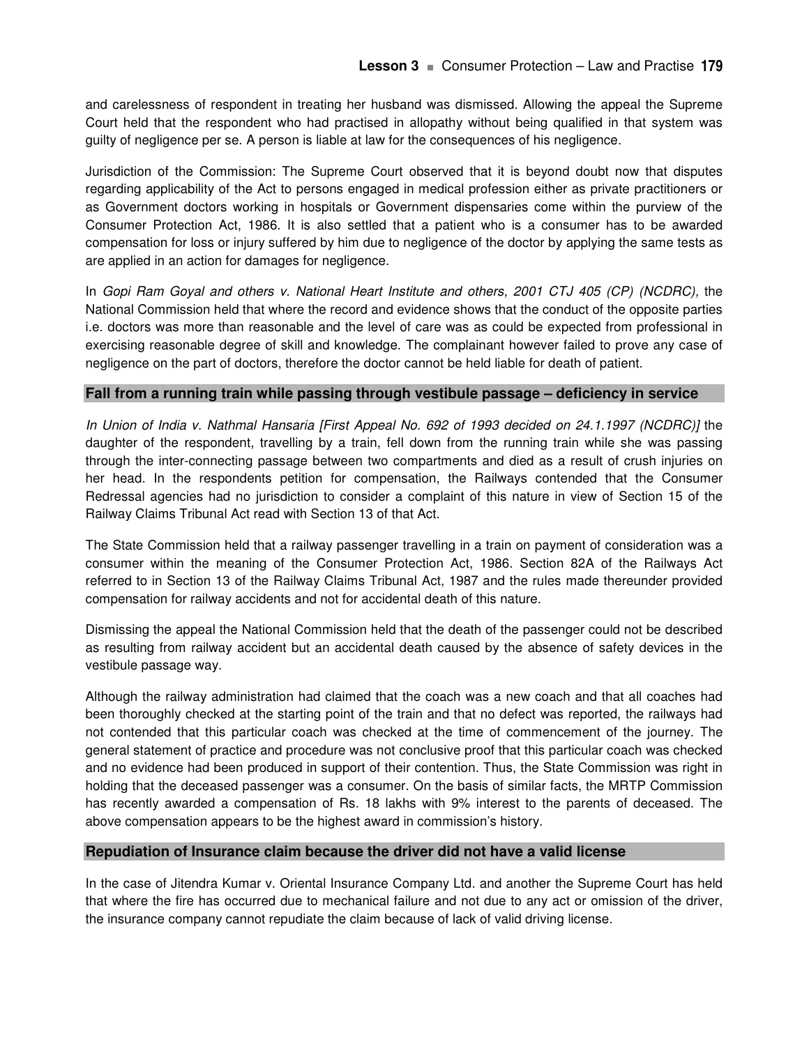and carelessness of respondent in treating her husband was dismissed. Allowing the appeal the Supreme Court held that the respondent who had practised in allopathy without being qualified in that system was guilty of negligence per se. A person is liable at law for the consequences of his negligence.

Jurisdiction of the Commission: The Supreme Court observed that it is beyond doubt now that disputes regarding applicability of the Act to persons engaged in medical profession either as private practitioners or as Government doctors working in hospitals or Government dispensaries come within the purview of the Consumer Protection Act, 1986. It is also settled that a patient who is a consumer has to be awarded compensation for loss or injury suffered by him due to negligence of the doctor by applying the same tests as are applied in an action for damages for negligence.

In *Gopi Ram Goyal and others v. National Heart Institute and others, 2001 CTJ 405 (CP) (NCDRC),* the National Commission held that where the record and evidence shows that the conduct of the opposite parties i.e. doctors was more than reasonable and the level of care was as could be expected from professional in exercising reasonable degree of skill and knowledge. The complainant however failed to prove any case of negligence on the part of doctors, therefore the doctor cannot be held liable for death of patient.

### Fall from a running train while passing through vestibule passage – deficiency in service

*In Union of India v. Nathmal Hansaria [First Appeal No. 692 of 1993 decided on 24.1.1997 (NCDRC)]* the daughter of the respondent, travelling by a train, fell down from the running train while she was passing through the inter-connecting passage between two compartments and died as a result of crush injuries on her head. In the respondents petition for compensation, the Railways contended that the Consumer Redressal agencies had no jurisdiction to consider a complaint of this nature in view of Section 15 of the Railway Claims Tribunal Act read with Section 13 of that Act.

The State Commission held that a railway passenger travelling in a train on payment of consideration was a consumer within the meaning of the Consumer Protection Act, 1986. Section 82A of the Railways Act referred to in Section 13 of the Railway Claims Tribunal Act, 1987 and the rules made thereunder provided compensation for railway accidents and not for accidental death of this nature.

Dismissing the appeal the National Commission held that the death of the passenger could not be described as resulting from railway accident but an accidental death caused by the absence of safety devices in the vestibule passage way.

Although the railway administration had claimed that the coach was a new coach and that all coaches had been thoroughly checked at the starting point of the train and that no defect was reported, the railways had not contended that this particular coach was checked at the time of commencement of the journey. The general statement of practice and procedure was not conclusive proof that this particular coach was checked and no evidence had been produced in support of their contention. Thus, the State Commission was right in holding that the deceased passenger was a consumer. On the basis of similar facts, the MRTP Commission has recently awarded a compensation of Rs. 18 lakhs with 9% interest to the parents of deceased. The above compensation appears to be the highest award in commission's history.

### Repudiation of Insurance claim because the driver did not have a valid license

In the case of Jitendra Kumar v. Oriental Insurance Company Ltd. and another the Supreme Court has held that where the fire has occurred due to mechanical failure and not due to any act or omission of the driver, the insurance company cannot repudiate the claim because of lack of valid driving license.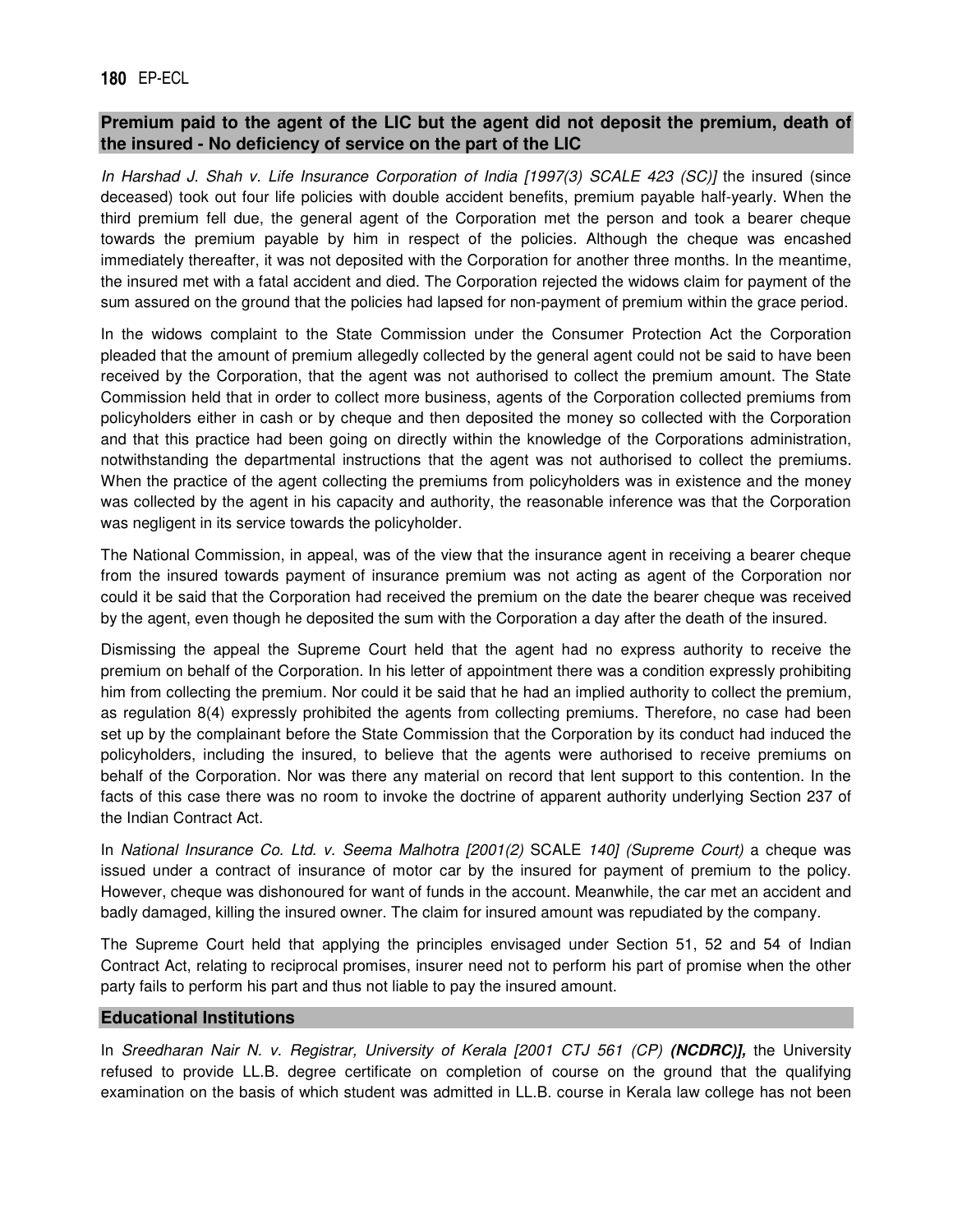### Premium paid to the agent of the LIC but the agent did not deposit the premium, death of the insured - No deficiency of service on the part of the LIC

*In Harshad J. Shah v. Life Insurance Corporation of India [1997(3) SCALE 423 (SC)]* the insured (since deceased) took out four life policies with double accident benefits, premium payable half-yearly. When the third premium fell due, the general agent of the Corporation met the person and took a bearer cheque towards the premium payable by him in respect of the policies. Although the cheque was encashed immediately thereafter, it was not deposited with the Corporation for another three months. In the meantime, the insured met with a fatal accident and died. The Corporation rejected the widows claim for payment of the sum assured on the ground that the policies had lapsed for non-payment of premium within the grace period.

In the widows complaint to the State Commission under the Consumer Protection Act the Corporation pleaded that the amount of premium allegedly collected by the general agent could not be said to have been received by the Corporation, that the agent was not authorised to collect the premium amount. The State Commission held that in order to collect more business, agents of the Corporation collected premiums from policyholders either in cash or by cheque and then deposited the money so collected with the Corporation and that this practice had been going on directly within the knowledge of the Corporations administration, notwithstanding the departmental instructions that the agent was not authorised to collect the premiums. When the practice of the agent collecting the premiums from policyholders was in existence and the money was collected by the agent in his capacity and authority, the reasonable inference was that the Corporation was negligent in its service towards the policyholder.

The National Commission, in appeal, was of the view that the insurance agent in receiving a bearer cheque from the insured towards payment of insurance premium was not acting as agent of the Corporation nor could it be said that the Corporation had received the premium on the date the bearer cheque was received by the agent, even though he deposited the sum with the Corporation a day after the death of the insured.

Dismissing the appeal the Supreme Court held that the agent had no express authority to receive the premium on behalf of the Corporation. In his letter of appointment there was a condition expressly prohibiting him from collecting the premium. Nor could it be said that he had an implied authority to collect the premium, as regulation 8(4) expressly prohibited the agents from collecting premiums. Therefore, no case had been set up by the complainant before the State Commission that the Corporation by its conduct had induced the policyholders, including the insured, to believe that the agents were authorised to receive premiums on behalf of the Corporation. Nor was there any material on record that lent support to this contention. In the facts of this case there was no room to invoke the doctrine of apparent authority underlying Section 237 of the Indian Contract Act.

In *National Insurance Co. Ltd. v. Seema Malhotra [2001(2)* SCALE *140] (Supreme Court)* a cheque was issued under a contract of insurance of motor car by the insured for payment of premium to the policy. However, cheque was dishonoured for want of funds in the account. Meanwhile, the car met an accident and badly damaged, killing the insured owner. The claim for insured amount was repudiated by the company.

The Supreme Court held that applying the principles envisaged under Section 51, 52 and 54 of Indian Contract Act, relating to reciprocal promises, insurer need not to perform his part of promise when the other party fails to perform his part and thus not liable to pay the insured amount.

### Educational Institutions

In *Sreedharan Nair N. v. Registrar, University of Kerala [2001 CTJ 561 (CP)* ***(NCDRC)],*** the University refused to provide LL.B. degree certificate on completion of course on the ground that the qualifying examination on the basis of which student was admitted in LL.B. course in Kerala law college has not been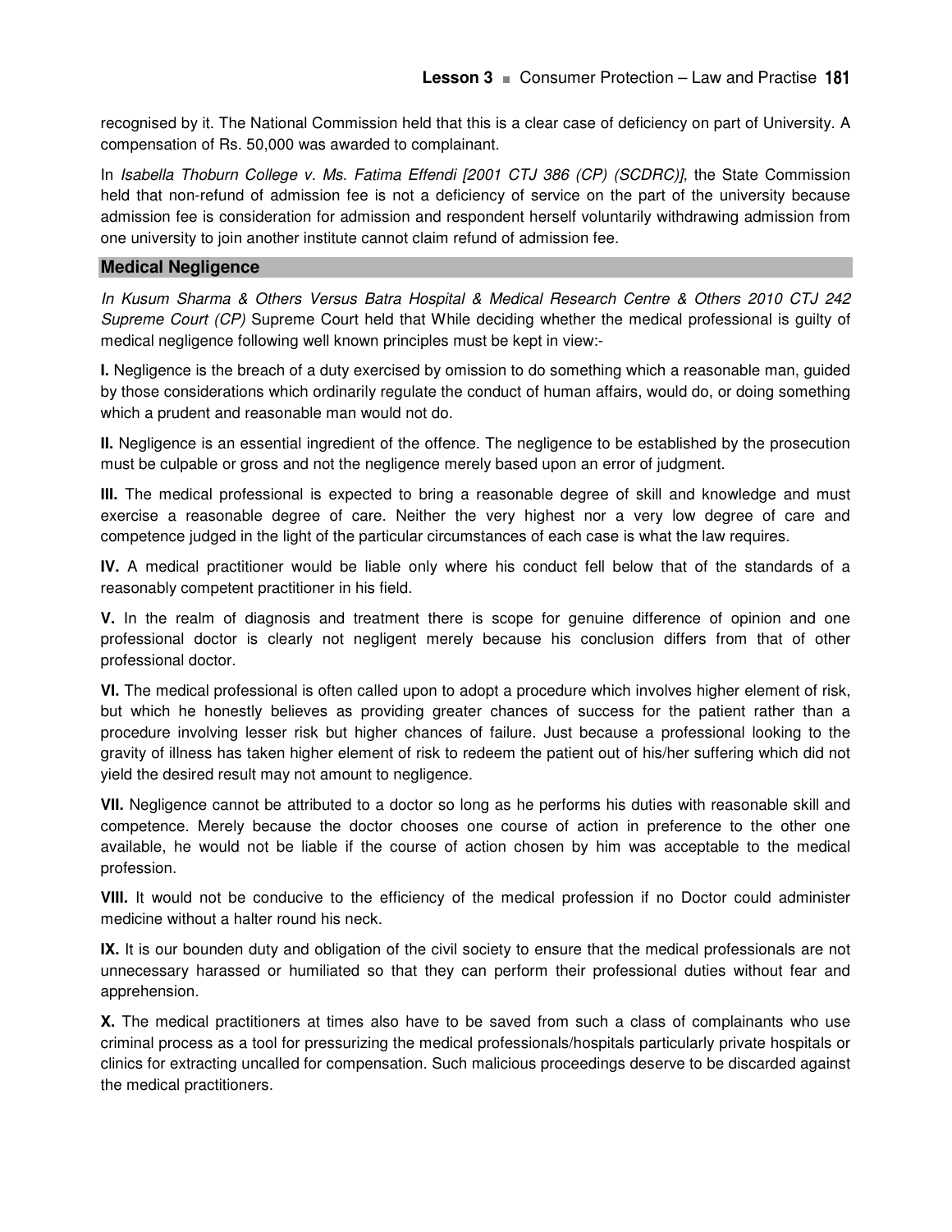recognised by it. The National Commission held that this is a clear case of deficiency on part of University. A compensation of Rs. 50,000 was awarded to complainant.

In *Isabella Thoburn College v. Ms. Fatima Effendi [2001 CTJ 386 (CP) (SCDRC)],* the State Commission held that non-refund of admission fee is not a deficiency of service on the part of the university because admission fee is consideration for admission and respondent herself voluntarily withdrawing admission from one university to join another institute cannot claim refund of admission fee.

### Medical Negligence

*In Kusum Sharma & Others Versus Batra Hospital & Medical Research Centre & Others 2010 CTJ 242 Supreme Court (CP)* Supreme Court held that While deciding whether the medical professional is guilty of medical negligence following well known principles must be kept in view:-

**I.** Negligence is the breach of a duty exercised by omission to do something which a reasonable man, guided by those considerations which ordinarily regulate the conduct of human affairs, would do, or doing something which a prudent and reasonable man would not do.

**II.** Negligence is an essential ingredient of the offence. The negligence to be established by the prosecution must be culpable or gross and not the negligence merely based upon an error of judgment.

**III.** The medical professional is expected to bring a reasonable degree of skill and knowledge and must exercise a reasonable degree of care. Neither the very highest nor a very low degree of care and competence judged in the light of the particular circumstances of each case is what the law requires.

**IV.** A medical practitioner would be liable only where his conduct fell below that of the standards of a reasonably competent practitioner in his field.

**V.** In the realm of diagnosis and treatment there is scope for genuine difference of opinion and one professional doctor is clearly not negligent merely because his conclusion differs from that of other professional doctor.

**VI.** The medical professional is often called upon to adopt a procedure which involves higher element of risk, but which he honestly believes as providing greater chances of success for the patient rather than a procedure involving lesser risk but higher chances of failure. Just because a professional looking to the gravity of illness has taken higher element of risk to redeem the patient out of his/her suffering which did not yield the desired result may not amount to negligence.

**VII.** Negligence cannot be attributed to a doctor so long as he performs his duties with reasonable skill and competence. Merely because the doctor chooses one course of action in preference to the other one available, he would not be liable if the course of action chosen by him was acceptable to the medical profession.

**VIII.** It would not be conducive to the efficiency of the medical profession if no Doctor could administer medicine without a halter round his neck.

**IX.** It is our bounden duty and obligation of the civil society to ensure that the medical professionals are not unnecessary harassed or humiliated so that they can perform their professional duties without fear and apprehension.

**X.** The medical practitioners at times also have to be saved from such a class of complainants who use criminal process as a tool for pressurizing the medical professionals/hospitals particularly private hospitals or clinics for extracting uncalled for compensation. Such malicious proceedings deserve to be discarded against the medical practitioners.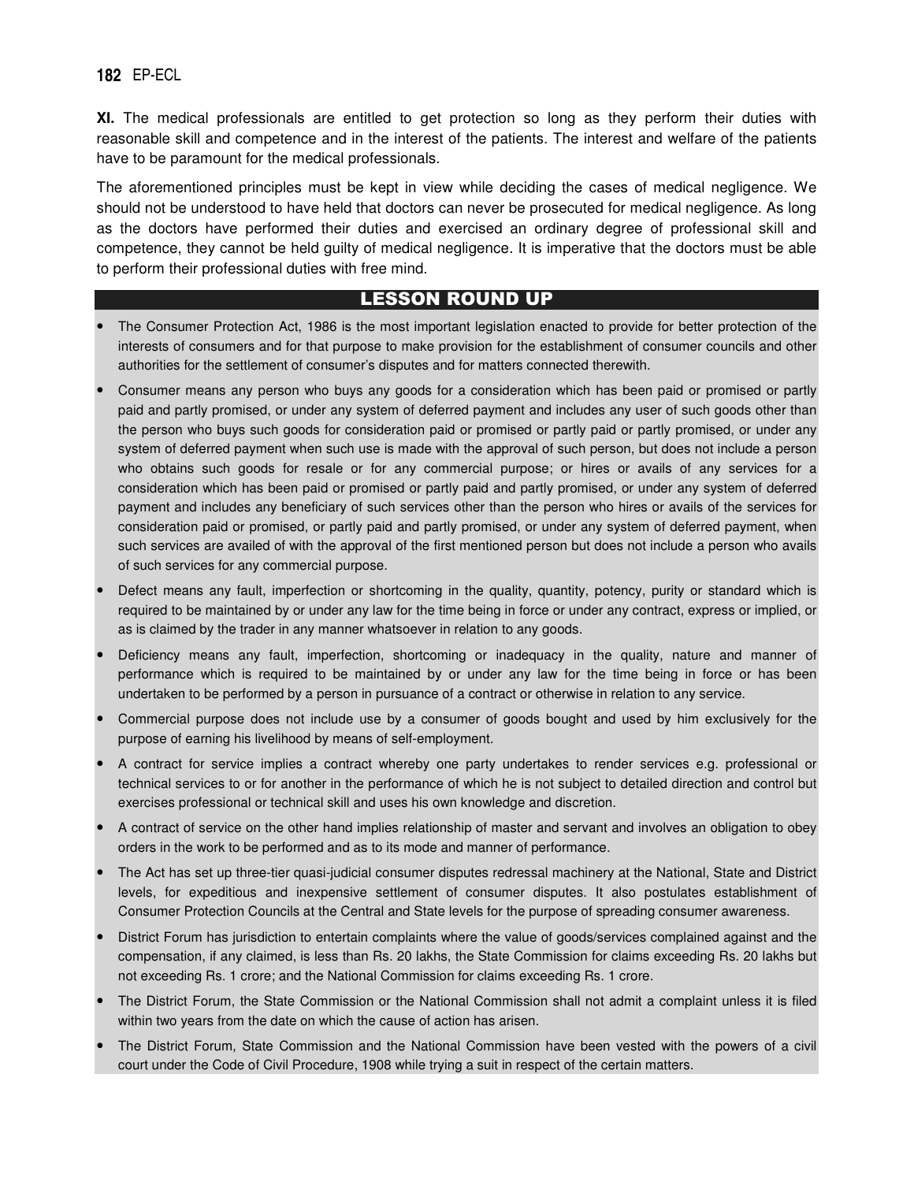**XI.** The medical professionals are entitled to get protection so long as they perform their duties with reasonable skill and competence and in the interest of the patients. The interest and welfare of the patients have to be paramount for the medical professionals.

The aforementioned principles must be kept in view while deciding the cases of medical negligence. We should not be understood to have held that doctors can never be prosecuted for medical negligence. As long as the doctors have performed their duties and exercised an ordinary degree of professional skill and competence, they cannot be held guilty of medical negligence. It is imperative that the doctors must be able to perform their professional duties with free mind.

## LESSON ROUND UP

- The Consumer Protection Act, 1986 is the most important legislation enacted to provide for better protection of the interests of consumers and for that purpose to make provision for the establishment of consumer councils and other authorities for the settlement of consumer's disputes and for matters connected therewith.
- Consumer means any person who buys any goods for a consideration which has been paid or promised or partly paid and partly promised, or under any system of deferred payment and includes any user of such goods other than the person who buys such goods for consideration paid or promised or partly paid or partly promised, or under any system of deferred payment when such use is made with the approval of such person, but does not include a person who obtains such goods for resale or for any commercial purpose; or hires or avails of any services for a consideration which has been paid or promised or partly paid and partly promised, or under any system of deferred payment and includes any beneficiary of such services other than the person who hires or avails of the services for consideration paid or promised, or partly paid and partly promised, or under any system of deferred payment, when such services are availed of with the approval of the first mentioned person but does not include a person who avails of such services for any commercial purpose.
- Defect means any fault, imperfection or shortcoming in the quality, quantity, potency, purity or standard which is required to be maintained by or under any law for the time being in force or under any contract, express or implied, or as is claimed by the trader in any manner whatsoever in relation to any goods.
- Deficiency means any fault, imperfection, shortcoming or inadequacy in the quality, nature and manner of performance which is required to be maintained by or under any law for the time being in force or has been undertaken to be performed by a person in pursuance of a contract or otherwise in relation to any service.
- Commercial purpose does not include use by a consumer of goods bought and used by him exclusively for the purpose of earning his livelihood by means of self-employment.
- A contract for service implies a contract whereby one party undertakes to render services e.g. professional or technical services to or for another in the performance of which he is not subject to detailed direction and control but exercises professional or technical skill and uses his own knowledge and discretion.
- A contract of service on the other hand implies relationship of master and servant and involves an obligation to obey orders in the work to be performed and as to its mode and manner of performance.
- The Act has set up three-tier quasi-judicial consumer disputes redressal machinery at the National, State and District levels, for expeditious and inexpensive settlement of consumer disputes. It also postulates establishment of Consumer Protection Councils at the Central and State levels for the purpose of spreading consumer awareness.
- District Forum has jurisdiction to entertain complaints where the value of goods/services complained against and the compensation, if any claimed, is less than Rs. 20 lakhs, the State Commission for claims exceeding Rs. 20 lakhs but not exceeding Rs. 1 crore; and the National Commission for claims exceeding Rs. 1 crore.
- The District Forum, the State Commission or the National Commission shall not admit a complaint unless it is filed within two years from the date on which the cause of action has arisen.
- The District Forum, State Commission and the National Commission have been vested with the powers of a civil court under the Code of Civil Procedure, 1908 while trying a suit in respect of the certain matters.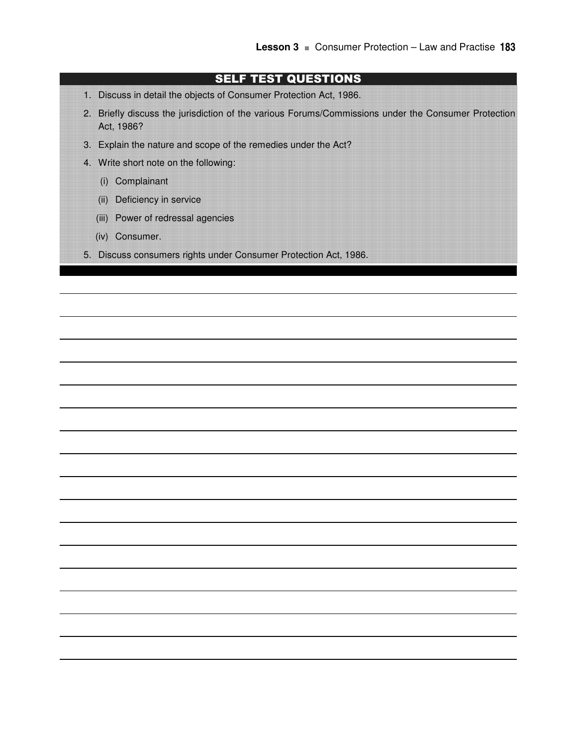## SELF TEST QUESTIONS

1. Discuss in detail the objects of Consumer Protection Act, 1986.
2. Briefly discuss the jurisdiction of the various Forums/Commissions under the Consumer Protection Act, 1986?
3. Explain the nature and scope of the remedies under the Act?
4. Write short note on the following:
   - (i) Complainant
   - (ii) Deficiency in service
   - (iii) Power of redressal agencies
   - (iv) Consumer.
5. Discuss consumers rights under Consumer Protection Act, 1986.